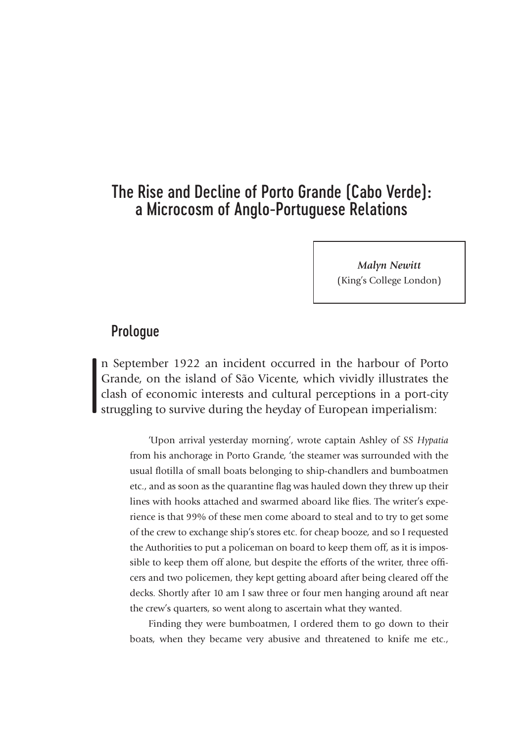# The Rise and Decline of Porto Grande (Cabo Verde): a Microcosm of Anglo-Portuguese Relations

***Malyn Newitt***
(King's College London)

## Prologue

In September 1922 an incident occurred in the harbour of Porto Grande, on the island of São Vicente, which vividly illustrates the clash of economic interests and cultural perceptions in a port-city struggling to survive during the heyday of European imperialism:

> 'Upon arrival yesterday morning', wrote captain Ashley of *SS Hypatia* from his anchorage in Porto Grande, 'the steamer was surrounded with the usual flotilla of small boats belonging to ship-chandlers and bumboatmen etc., and as soon as the quarantine flag was hauled down they threw up their lines with hooks attached and swarmed aboard like flies. The writer's experience is that 99% of these men come aboard to steal and to try to get some of the crew to exchange ship's stores etc. for cheap booze, and so I requested the Authorities to put a policeman on board to keep them off, as it is impossible to keep them off alone, but despite the efforts of the writer, three officers and two policemen, they kept getting aboard after being cleared off the decks. Shortly after 10 am I saw three or four men hanging around aft near the crew's quarters, so went along to ascertain what they wanted.
>
> Finding they were bumboatmen, I ordered them to go down to their boats, when they became very abusive and threatened to knife me etc.,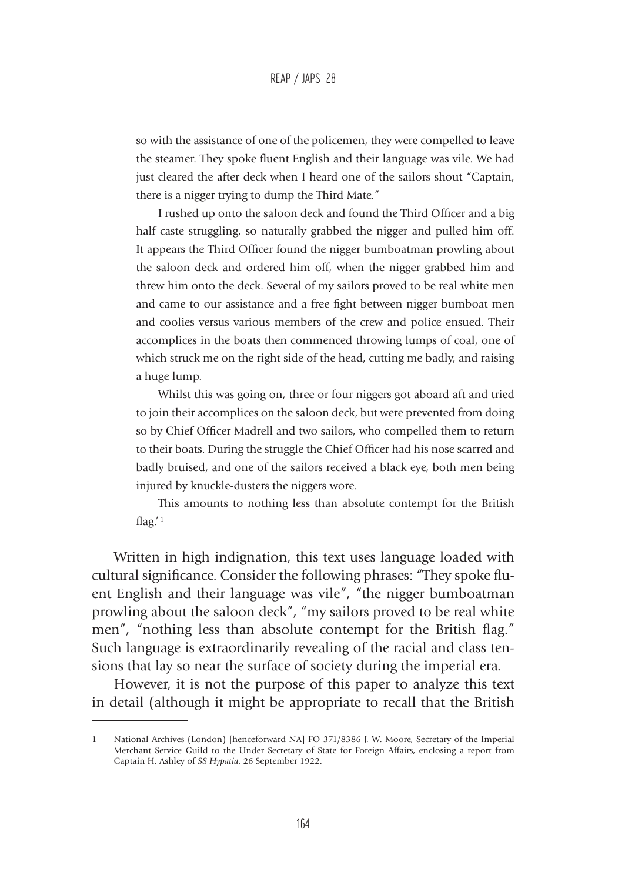so with the assistance of one of the policemen, they were compelled to leave the steamer. They spoke fluent English and their language was vile. We had just cleared the after deck when I heard one of the sailors shout "Captain, there is a nigger trying to dump the Third Mate."

I rushed up onto the saloon deck and found the Third Officer and a big half caste struggling, so naturally grabbed the nigger and pulled him off. It appears the Third Officer found the nigger bumboatman prowling about the saloon deck and ordered him off, when the nigger grabbed him and threw him onto the deck. Several of my sailors proved to be real white men and came to our assistance and a free fight between nigger bumboat men and coolies versus various members of the crew and police ensued. Their accomplices in the boats then commenced throwing lumps of coal, one of which struck me on the right side of the head, cutting me badly, and raising a huge lump.

Whilst this was going on, three or four niggers got aboard aft and tried to join their accomplices on the saloon deck, but were prevented from doing so by Chief Officer Madrell and two sailors, who compelled them to return to their boats. During the struggle the Chief Officer had his nose scarred and badly bruised, and one of the sailors received a black eye, both men being injured by knuckle-dusters the niggers wore.

This amounts to nothing less than absolute contempt for the British flag.' [1]

Written in high indignation, this text uses language loaded with cultural significance. Consider the following phrases: "They spoke fluent English and their language was vile", "the nigger bumboatman prowling about the saloon deck", "my sailors proved to be real white men", "nothing less than absolute contempt for the British flag." Such language is extraordinarily revealing of the racial and class tensions that lay so near the surface of society during the imperial era.

However, it is not the purpose of this paper to analyze this text in detail (although it might be appropriate to recall that the British

---

1 National Archives (London) [henceforward NA] FO 371/8386 J. W. Moore, Secretary of the Imperial Merchant Service Guild to the Under Secretary of State for Foreign Affairs, enclosing a report from Captain H. Ashley of *SS Hypatia*, 26 September 1922.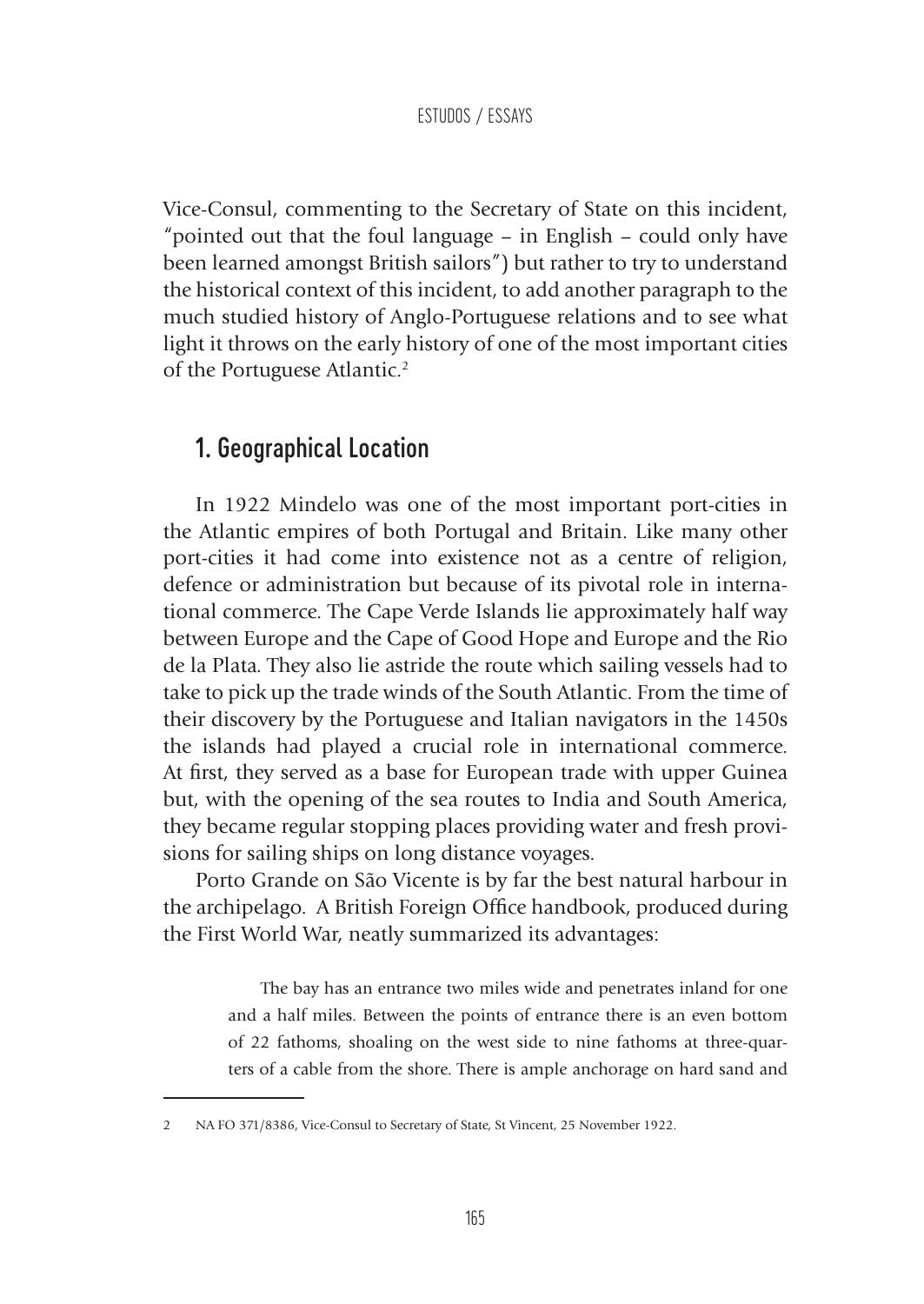Vice-Consul, commenting to the Secretary of State on this incident, "pointed out that the foul language – in English – could only have been learned amongst British sailors") but rather to try to understand the historical context of this incident, to add another paragraph to the much studied history of Anglo-Portuguese relations and to see what light it throws on the early history of one of the most important cities of the Portuguese Atlantic.[2]

## 1. Geographical Location

In 1922 Mindelo was one of the most important port-cities in the Atlantic empires of both Portugal and Britain. Like many other port-cities it had come into existence not as a centre of religion, defence or administration but because of its pivotal role in international commerce. The Cape Verde Islands lie approximately half way between Europe and the Cape of Good Hope and Europe and the Rio de la Plata. They also lie astride the route which sailing vessels had to take to pick up the trade winds of the South Atlantic. From the time of their discovery by the Portuguese and Italian navigators in the 1450s the islands had played a crucial role in international commerce. At first, they served as a base for European trade with upper Guinea but, with the opening of the sea routes to India and South America, they became regular stopping places providing water and fresh provisions for sailing ships on long distance voyages.

Porto Grande on São Vicente is by far the best natural harbour in the archipelago. A British Foreign Office handbook, produced during the First World War, neatly summarized its advantages:

> The bay has an entrance two miles wide and penetrates inland for one and a half miles. Between the points of entrance there is an even bottom of 22 fathoms, shoaling on the west side to nine fathoms at three-quarters of a cable from the shore. There is ample anchorage on hard sand and

---

2 NA FO 371/8386, Vice-Consul to Secretary of State, St Vincent, 25 November 1922.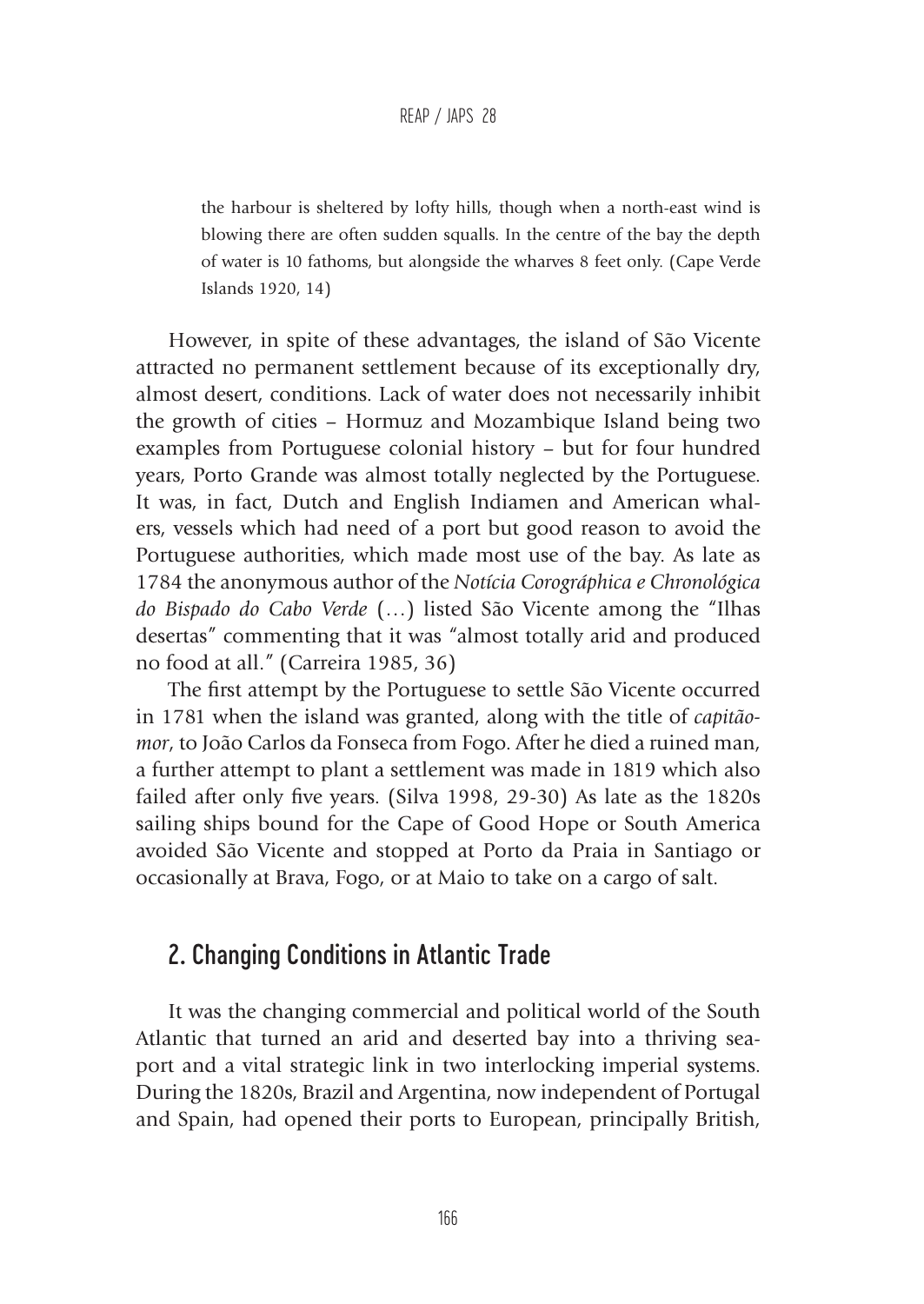> the harbour is sheltered by lofty hills, though when a north-east wind is blowing there are often sudden squalls. In the centre of the bay the depth of water is 10 fathoms, but alongside the wharves 8 feet only. (Cape Verde Islands 1920, 14)

However, in spite of these advantages, the island of São Vicente attracted no permanent settlement because of its exceptionally dry, almost desert, conditions. Lack of water does not necessarily inhibit the growth of cities – Hormuz and Mozambique Island being two examples from Portuguese colonial history – but for four hundred years, Porto Grande was almost totally neglected by the Portuguese. It was, in fact, Dutch and English Indiamen and American whalers, vessels which had need of a port but good reason to avoid the Portuguese authorities, which made most use of the bay. As late as 1784 the anonymous author of the *Notícia Corográphica e Chronológica do Bispado do Cabo Verde* (…) listed São Vicente among the "Ilhas desertas" commenting that it was "almost totally arid and produced no food at all." (Carreira 1985, 36)

The first attempt by the Portuguese to settle São Vicente occurred in 1781 when the island was granted, along with the title of *capitão-mor*, to João Carlos da Fonseca from Fogo. After he died a ruined man, a further attempt to plant a settlement was made in 1819 which also failed after only five years. (Silva 1998, 29-30) As late as the 1820s sailing ships bound for the Cape of Good Hope or South America avoided São Vicente and stopped at Porto da Praia in Santiago or occasionally at Brava, Fogo, or at Maio to take on a cargo of salt.

## 2. Changing Conditions in Atlantic Trade

It was the changing commercial and political world of the South Atlantic that turned an arid and deserted bay into a thriving seaport and a vital strategic link in two interlocking imperial systems. During the 1820s, Brazil and Argentina, now independent of Portugal and Spain, had opened their ports to European, principally British,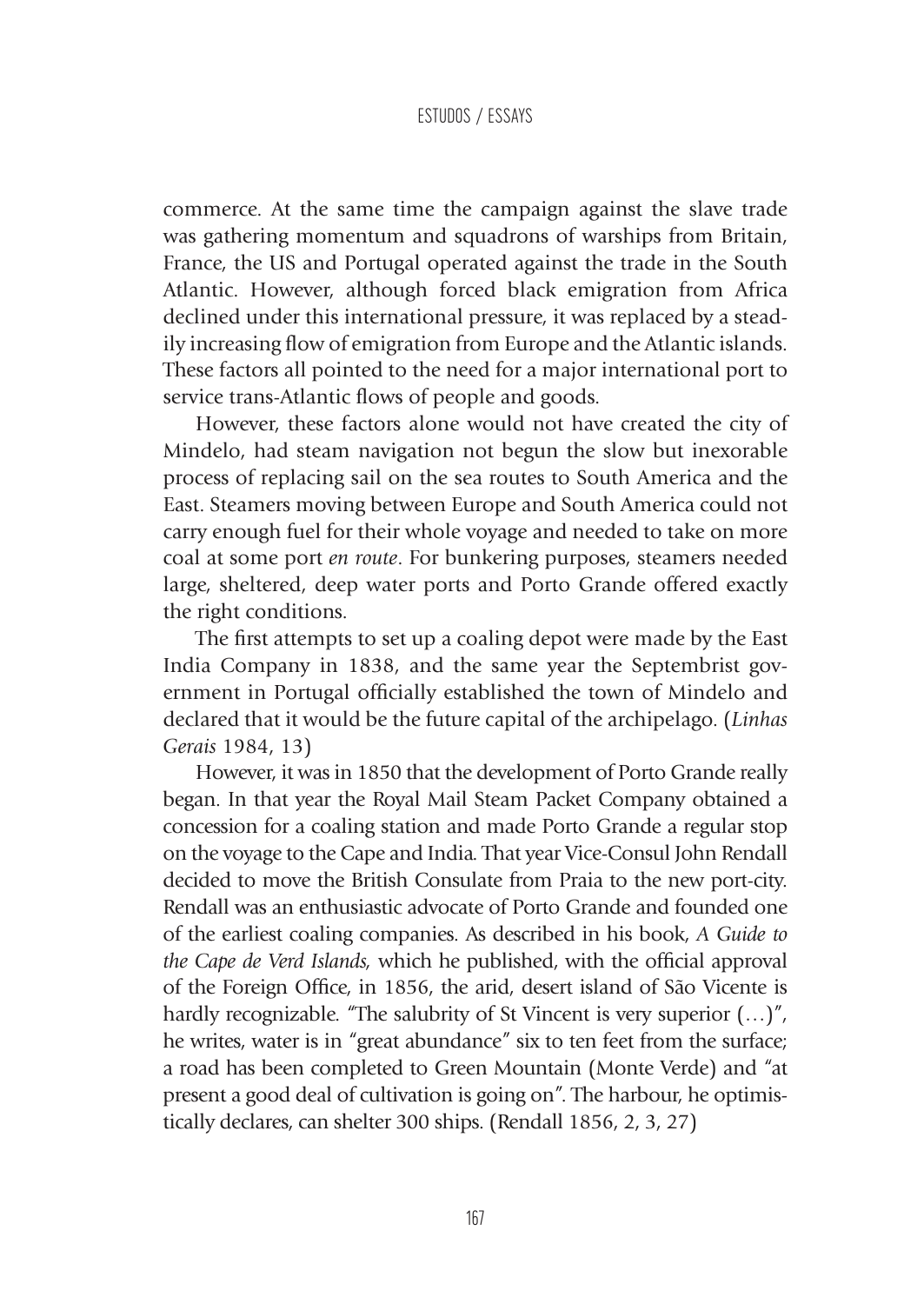commerce. At the same time the campaign against the slave trade was gathering momentum and squadrons of warships from Britain, France, the US and Portugal operated against the trade in the South Atlantic. However, although forced black emigration from Africa declined under this international pressure, it was replaced by a steadily increasing flow of emigration from Europe and the Atlantic islands. These factors all pointed to the need for a major international port to service trans-Atlantic flows of people and goods.

However, these factors alone would not have created the city of Mindelo, had steam navigation not begun the slow but inexorable process of replacing sail on the sea routes to South America and the East. Steamers moving between Europe and South America could not carry enough fuel for their whole voyage and needed to take on more coal at some port *en route*. For bunkering purposes, steamers needed large, sheltered, deep water ports and Porto Grande offered exactly the right conditions.

The first attempts to set up a coaling depot were made by the East India Company in 1838, and the same year the Septembrist government in Portugal officially established the town of Mindelo and declared that it would be the future capital of the archipelago. (*Linhas Gerais* 1984, 13)

However, it was in 1850 that the development of Porto Grande really began. In that year the Royal Mail Steam Packet Company obtained a concession for a coaling station and made Porto Grande a regular stop on the voyage to the Cape and India. That year Vice-Consul John Rendall decided to move the British Consulate from Praia to the new port-city. Rendall was an enthusiastic advocate of Porto Grande and founded one of the earliest coaling companies. As described in his book, *A Guide to the Cape de Verd Islands,* which he published, with the official approval of the Foreign Office, in 1856, the arid, desert island of São Vicente is hardly recognizable. "The salubrity of St Vincent is very superior (…)", he writes, water is in "great abundance" six to ten feet from the surface; a road has been completed to Green Mountain (Monte Verde) and "at present a good deal of cultivation is going on". The harbour, he optimistically declares, can shelter 300 ships. (Rendall 1856, 2, 3, 27)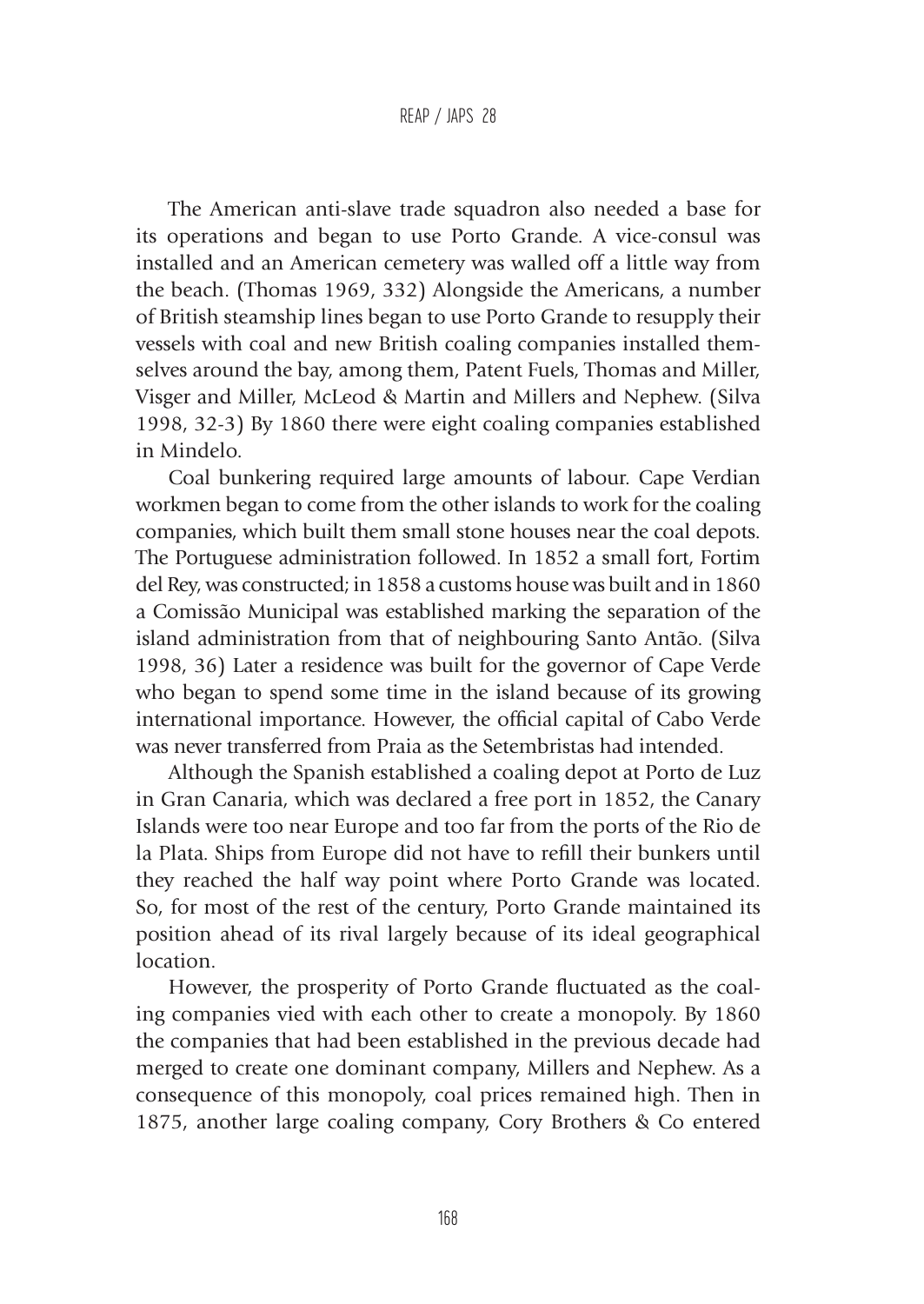The American anti-slave trade squadron also needed a base for its operations and began to use Porto Grande. A vice-consul was installed and an American cemetery was walled off a little way from the beach. (Thomas 1969, 332) Alongside the Americans, a number of British steamship lines began to use Porto Grande to resupply their vessels with coal and new British coaling companies installed themselves around the bay, among them, Patent Fuels, Thomas and Miller, Visger and Miller, McLeod & Martin and Millers and Nephew. (Silva 1998, 32-3) By 1860 there were eight coaling companies established in Mindelo.

Coal bunkering required large amounts of labour. Cape Verdian workmen began to come from the other islands to work for the coaling companies, which built them small stone houses near the coal depots. The Portuguese administration followed. In 1852 a small fort, Fortim del Rey, was constructed; in 1858 a customs house was built and in 1860 a Comissão Municipal was established marking the separation of the island administration from that of neighbouring Santo Antão. (Silva 1998, 36) Later a residence was built for the governor of Cape Verde who began to spend some time in the island because of its growing international importance. However, the official capital of Cabo Verde was never transferred from Praia as the Setembristas had intended.

Although the Spanish established a coaling depot at Porto de Luz in Gran Canaria, which was declared a free port in 1852, the Canary Islands were too near Europe and too far from the ports of the Rio de la Plata. Ships from Europe did not have to refill their bunkers until they reached the half way point where Porto Grande was located. So, for most of the rest of the century, Porto Grande maintained its position ahead of its rival largely because of its ideal geographical location.

However, the prosperity of Porto Grande fluctuated as the coaling companies vied with each other to create a monopoly. By 1860 the companies that had been established in the previous decade had merged to create one dominant company, Millers and Nephew. As a consequence of this monopoly, coal prices remained high. Then in 1875, another large coaling company, Cory Brothers & Co entered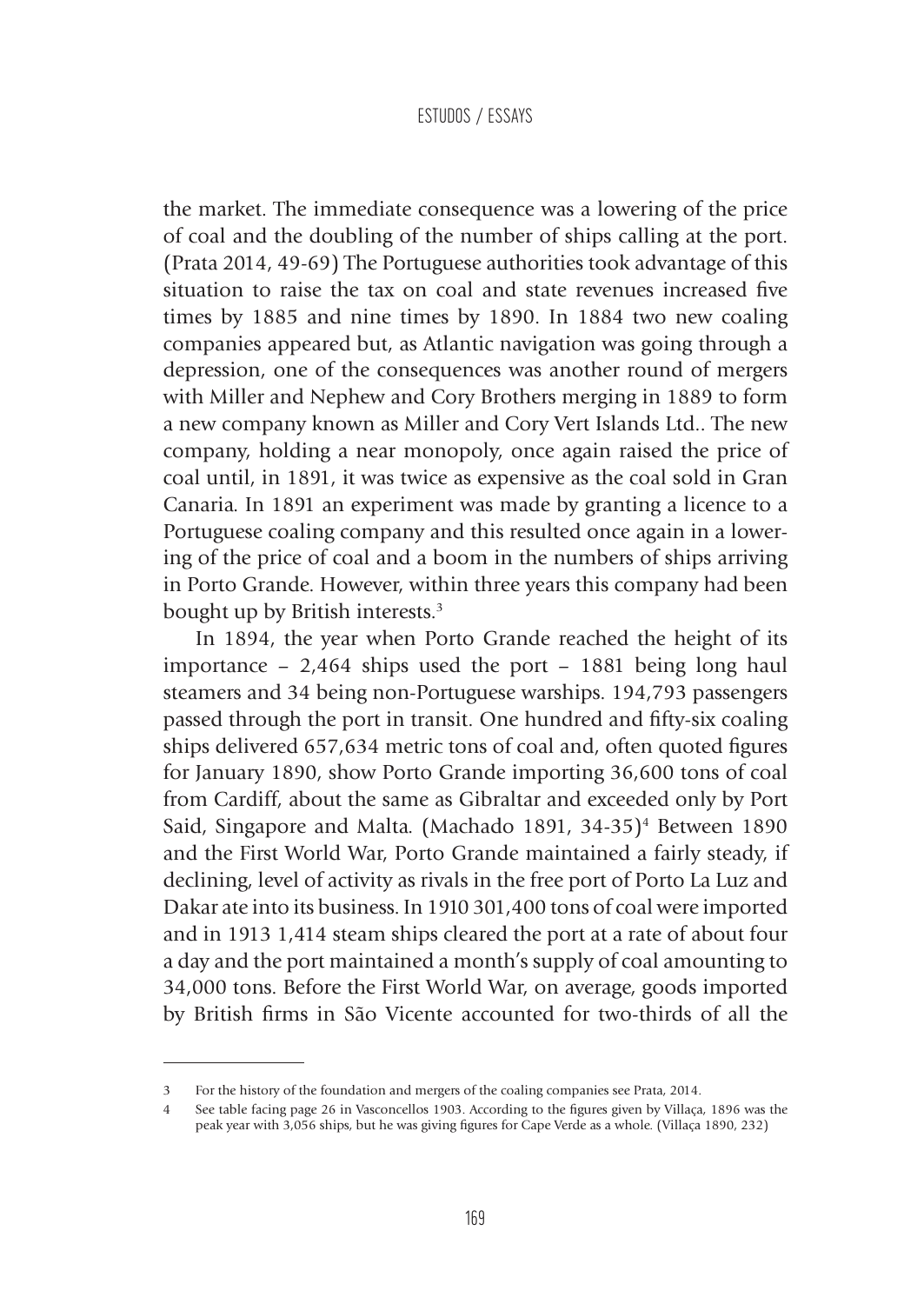the market. The immediate consequence was a lowering of the price of coal and the doubling of the number of ships calling at the port. (Prata 2014, 49-69) The Portuguese authorities took advantage of this situation to raise the tax on coal and state revenues increased five times by 1885 and nine times by 1890. In 1884 two new coaling companies appeared but, as Atlantic navigation was going through a depression, one of the consequences was another round of mergers with Miller and Nephew and Cory Brothers merging in 1889 to form a new company known as Miller and Cory Vert Islands Ltd.. The new company, holding a near monopoly, once again raised the price of coal until, in 1891, it was twice as expensive as the coal sold in Gran Canaria. In 1891 an experiment was made by granting a licence to a Portuguese coaling company and this resulted once again in a lowering of the price of coal and a boom in the numbers of ships arriving in Porto Grande. However, within three years this company had been bought up by British interests.[3]

In 1894, the year when Porto Grande reached the height of its importance – 2,464 ships used the port – 1881 being long haul steamers and 34 being non-Portuguese warships. 194,793 passengers passed through the port in transit. One hundred and fifty-six coaling ships delivered 657,634 metric tons of coal and, often quoted figures for January 1890, show Porto Grande importing 36,600 tons of coal from Cardiff, about the same as Gibraltar and exceeded only by Port Said, Singapore and Malta. (Machado 1891, 34-35)[4] Between 1890 and the First World War, Porto Grande maintained a fairly steady, if declining, level of activity as rivals in the free port of Porto La Luz and Dakar ate into its business. In 1910 301,400 tons of coal were imported and in 1913 1,414 steam ships cleared the port at a rate of about four a day and the port maintained a month's supply of coal amounting to 34,000 tons. Before the First World War, on average, goods imported by British firms in São Vicente accounted for two-thirds of all the

---

3 For the history of the foundation and mergers of the coaling companies see Prata, 2014.

4 See table facing page 26 in Vasconcellos 1903. According to the figures given by Villaça, 1896 was the peak year with 3,056 ships, but he was giving figures for Cape Verde as a whole. (Villaça 1890, 232)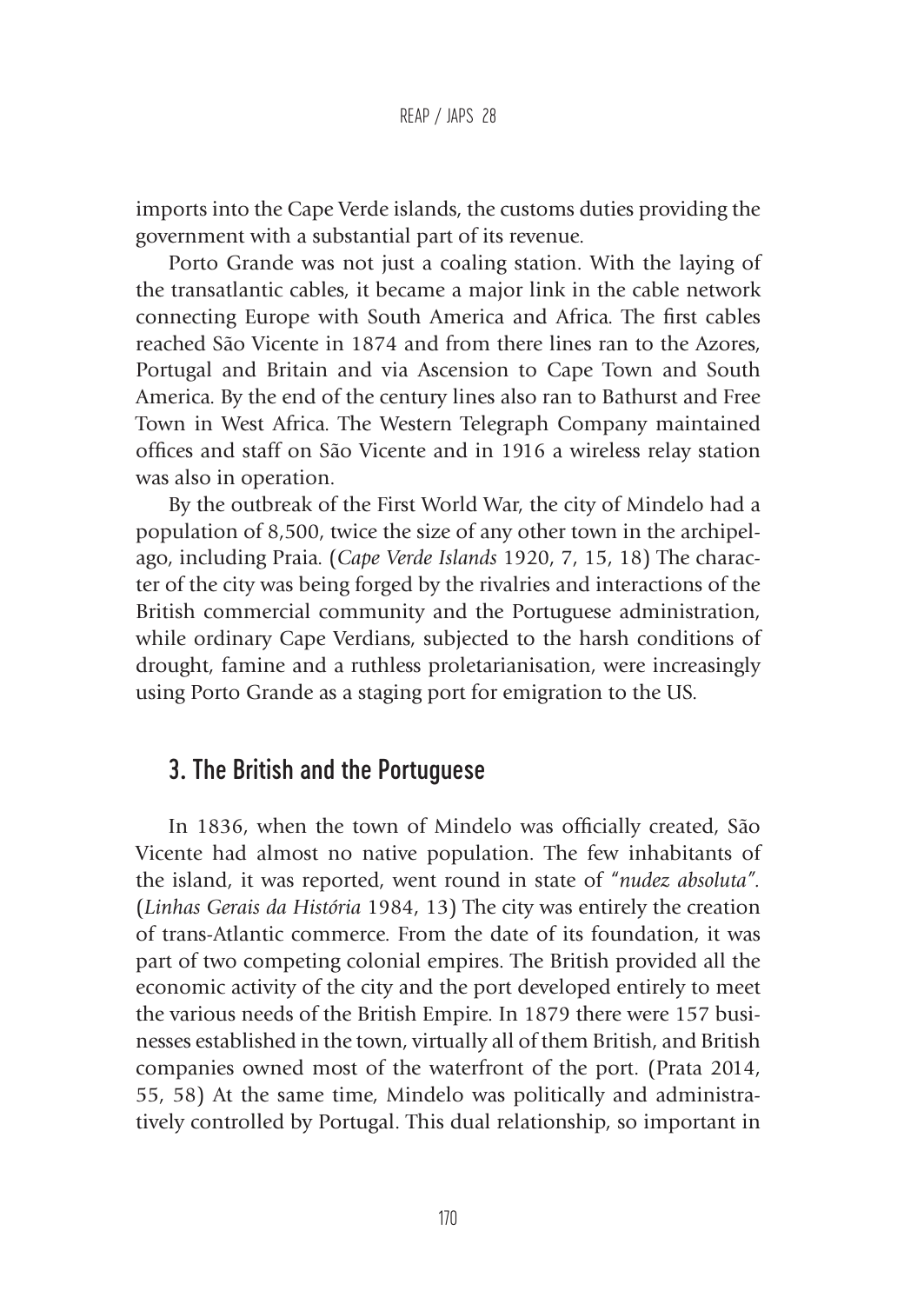imports into the Cape Verde islands, the customs duties providing the government with a substantial part of its revenue.

Porto Grande was not just a coaling station. With the laying of the transatlantic cables, it became a major link in the cable network connecting Europe with South America and Africa. The first cables reached São Vicente in 1874 and from there lines ran to the Azores, Portugal and Britain and via Ascension to Cape Town and South America. By the end of the century lines also ran to Bathurst and Free Town in West Africa. The Western Telegraph Company maintained offices and staff on São Vicente and in 1916 a wireless relay station was also in operation.

By the outbreak of the First World War, the city of Mindelo had a population of 8,500, twice the size of any other town in the archipelago, including Praia. (*Cape Verde Islands* 1920, 7, 15, 18) The character of the city was being forged by the rivalries and interactions of the British commercial community and the Portuguese administration, while ordinary Cape Verdians, subjected to the harsh conditions of drought, famine and a ruthless proletarianisation, were increasingly using Porto Grande as a staging port for emigration to the US.

## 3. The British and the Portuguese

In 1836, when the town of Mindelo was officially created, São Vicente had almost no native population. The few inhabitants of the island, it was reported, went round in state of "*nudez absoluta*". (*Linhas Gerais da História* 1984, 13) The city was entirely the creation of trans-Atlantic commerce. From the date of its foundation, it was part of two competing colonial empires. The British provided all the economic activity of the city and the port developed entirely to meet the various needs of the British Empire. In 1879 there were 157 businesses established in the town, virtually all of them British, and British companies owned most of the waterfront of the port. (Prata 2014, 55, 58) At the same time, Mindelo was politically and administratively controlled by Portugal. This dual relationship, so important in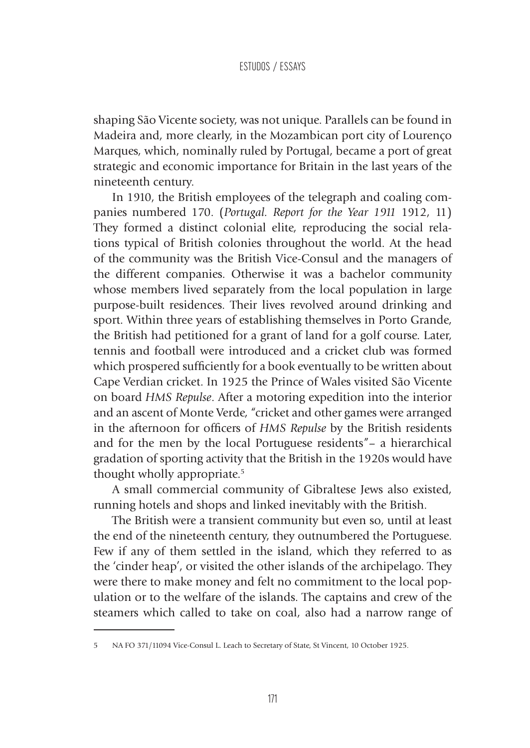shaping São Vicente society, was not unique. Parallels can be found in Madeira and, more clearly, in the Mozambican port city of Lourenço Marques, which, nominally ruled by Portugal, became a port of great strategic and economic importance for Britain in the last years of the nineteenth century.

In 1910, the British employees of the telegraph and coaling companies numbered 170. (*Portugal. Report for the Year 1911* 1912, 11) They formed a distinct colonial elite, reproducing the social relations typical of British colonies throughout the world. At the head of the community was the British Vice-Consul and the managers of the different companies. Otherwise it was a bachelor community whose members lived separately from the local population in large purpose-built residences. Their lives revolved around drinking and sport. Within three years of establishing themselves in Porto Grande, the British had petitioned for a grant of land for a golf course. Later, tennis and football were introduced and a cricket club was formed which prospered sufficiently for a book eventually to be written about Cape Verdian cricket. In 1925 the Prince of Wales visited São Vicente on board *HMS Repulse*. After a motoring expedition into the interior and an ascent of Monte Verde, "cricket and other games were arranged in the afternoon for officers of *HMS Repulse* by the British residents and for the men by the local Portuguese residents"– a hierarchical gradation of sporting activity that the British in the 1920s would have thought wholly appropriate.[5]

A small commercial community of Gibraltese Jews also existed, running hotels and shops and linked inevitably with the British.

The British were a transient community but even so, until at least the end of the nineteenth century, they outnumbered the Portuguese. Few if any of them settled in the island, which they referred to as the 'cinder heap', or visited the other islands of the archipelago. They were there to make money and felt no commitment to the local population or to the welfare of the islands. The captains and crew of the steamers which called to take on coal, also had a narrow range of

---

5 NA FO 371/11094 Vice-Consul L. Leach to Secretary of State, St Vincent, 10 October 1925.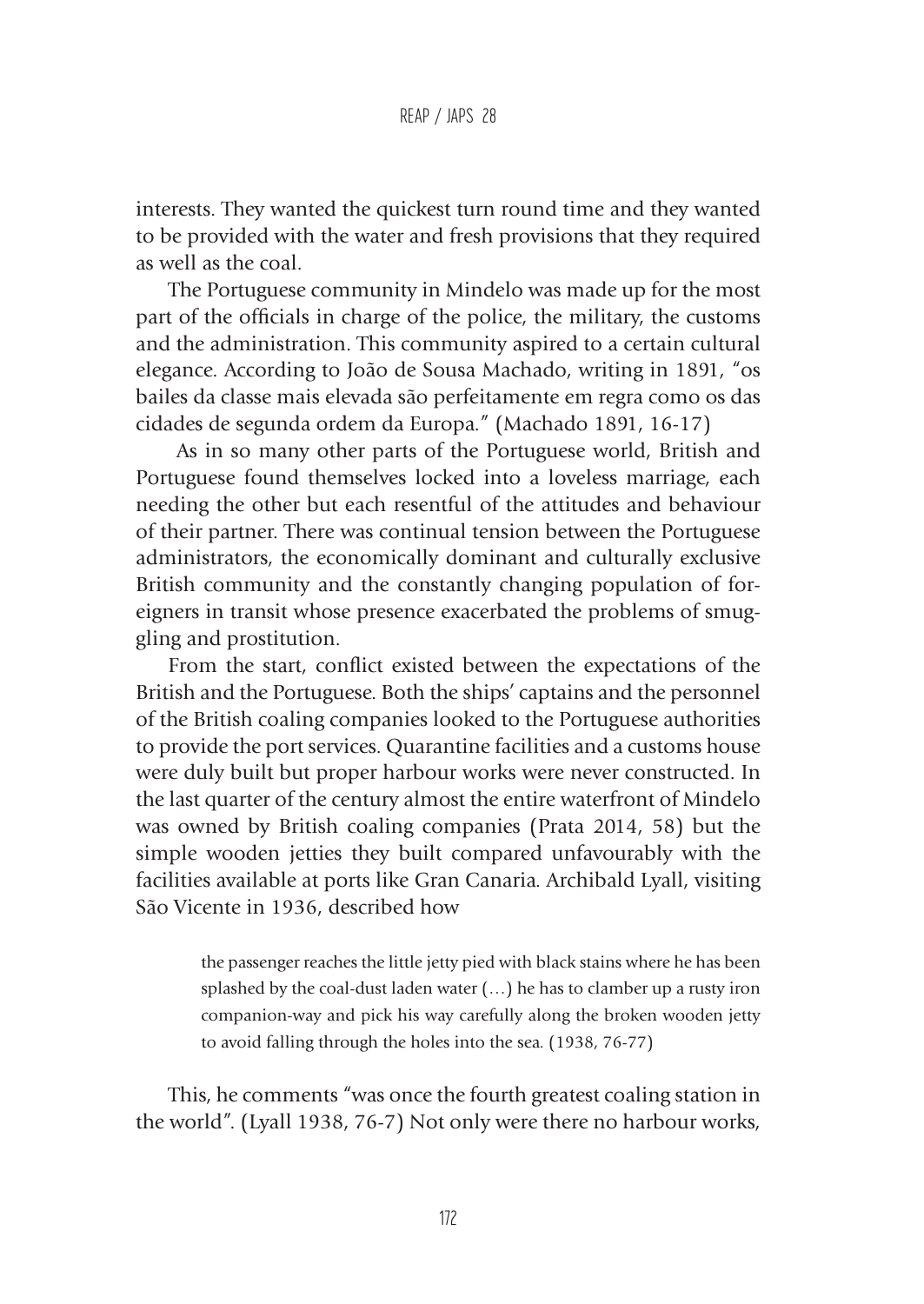interests. They wanted the quickest turn round time and they wanted to be provided with the water and fresh provisions that they required as well as the coal.

The Portuguese community in Mindelo was made up for the most part of the officials in charge of the police, the military, the customs and the administration. This community aspired to a certain cultural elegance. According to João de Sousa Machado, writing in 1891, "os bailes da classe mais elevada são perfeitamente em regra como os das cidades de segunda ordem da Europa." (Machado 1891, 16-17)

As in so many other parts of the Portuguese world, British and Portuguese found themselves locked into a loveless marriage, each needing the other but each resentful of the attitudes and behaviour of their partner. There was continual tension between the Portuguese administrators, the economically dominant and culturally exclusive British community and the constantly changing population of foreigners in transit whose presence exacerbated the problems of smuggling and prostitution.

From the start, conflict existed between the expectations of the British and the Portuguese. Both the ships' captains and the personnel of the British coaling companies looked to the Portuguese authorities to provide the port services. Quarantine facilities and a customs house were duly built but proper harbour works were never constructed. In the last quarter of the century almost the entire waterfront of Mindelo was owned by British coaling companies (Prata 2014, 58) but the simple wooden jetties they built compared unfavourably with the facilities available at ports like Gran Canaria. Archibald Lyall, visiting São Vicente in 1936, described how

> the passenger reaches the little jetty pied with black stains where he has been splashed by the coal-dust laden water (…) he has to clamber up a rusty iron companion-way and pick his way carefully along the broken wooden jetty to avoid falling through the holes into the sea. (1938, 76-77)

This, he comments "was once the fourth greatest coaling station in the world". (Lyall 1938, 76-7) Not only were there no harbour works,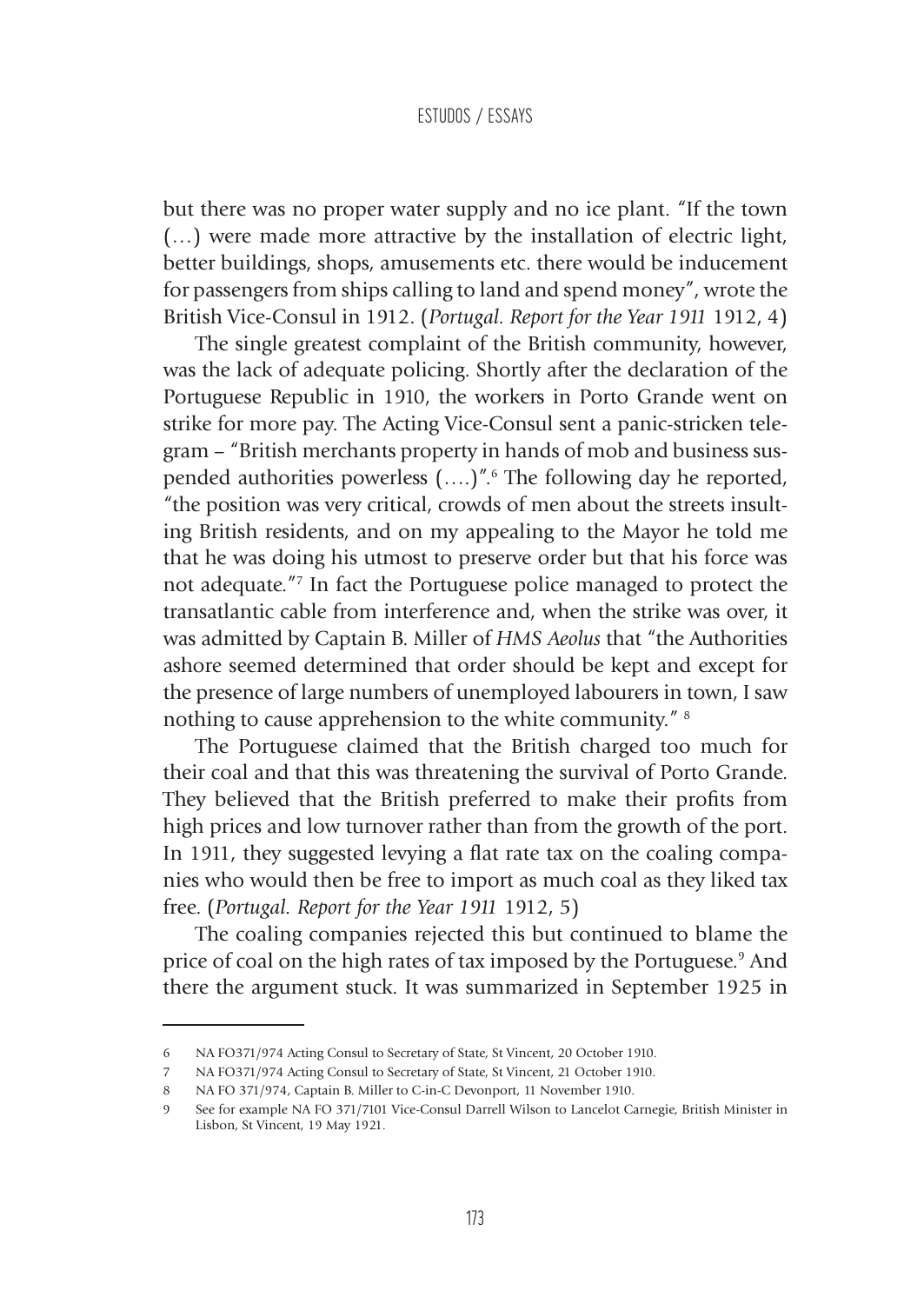but there was no proper water supply and no ice plant. "If the town (…) were made more attractive by the installation of electric light, better buildings, shops, amusements etc. there would be inducement for passengers from ships calling to land and spend money", wrote the British Vice-Consul in 1912. (*Portugal. Report for the Year 1911* 1912, 4)

The single greatest complaint of the British community, however, was the lack of adequate policing. Shortly after the declaration of the Portuguese Republic in 1910, the workers in Porto Grande went on strike for more pay. The Acting Vice-Consul sent a panic-stricken telegram – "British merchants property in hands of mob and business suspended authorities powerless (….)".[6] The following day he reported, "the position was very critical, crowds of men about the streets insulting British residents, and on my appealing to the Mayor he told me that he was doing his utmost to preserve order but that his force was not adequate."[7] In fact the Portuguese police managed to protect the transatlantic cable from interference and, when the strike was over, it was admitted by Captain B. Miller of *HMS Aeolus* that "the Authorities ashore seemed determined that order should be kept and except for the presence of large numbers of unemployed labourers in town, I saw nothing to cause apprehension to the white community." [8]

The Portuguese claimed that the British charged too much for their coal and that this was threatening the survival of Porto Grande. They believed that the British preferred to make their profits from high prices and low turnover rather than from the growth of the port. In 1911, they suggested levying a flat rate tax on the coaling companies who would then be free to import as much coal as they liked tax free. (*Portugal. Report for the Year 1911* 1912, 5)

The coaling companies rejected this but continued to blame the price of coal on the high rates of tax imposed by the Portuguese.[9] And there the argument stuck. It was summarized in September 1925 in

---

6 NA FO371/974 Acting Consul to Secretary of State, St Vincent, 20 October 1910.

7 NA FO371/974 Acting Consul to Secretary of State, St Vincent, 21 October 1910.

8 NA FO 371/974, Captain B. Miller to C-in-C Devonport, 11 November 1910.

9 See for example NA FO 371/7101 Vice-Consul Darrell Wilson to Lancelot Carnegie, British Minister in Lisbon, St Vincent, 19 May 1921.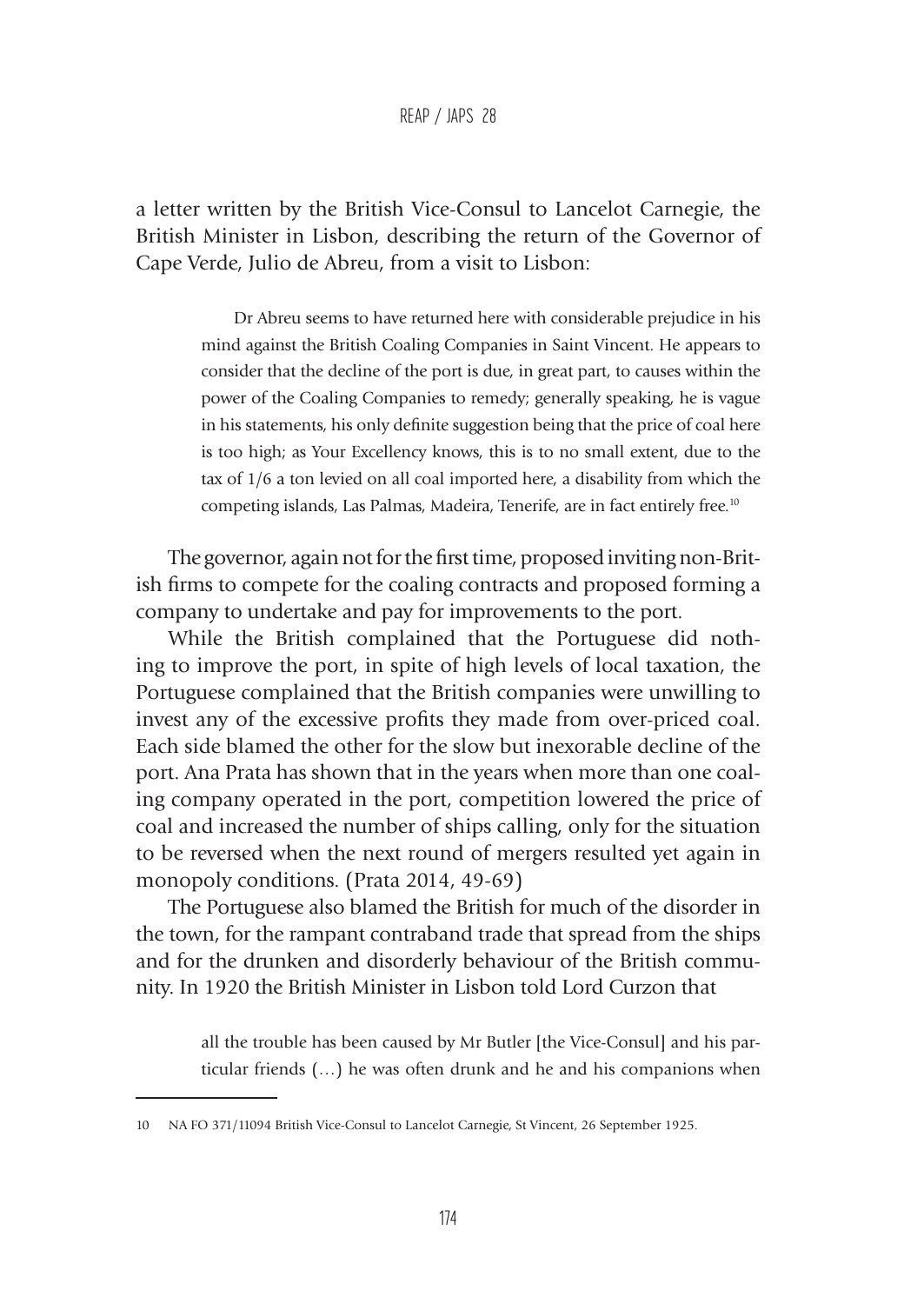a letter written by the British Vice-Consul to Lancelot Carnegie, the British Minister in Lisbon, describing the return of the Governor of Cape Verde, Julio de Abreu, from a visit to Lisbon:

> Dr Abreu seems to have returned here with considerable prejudice in his mind against the British Coaling Companies in Saint Vincent. He appears to consider that the decline of the port is due, in great part, to causes within the power of the Coaling Companies to remedy; generally speaking, he is vague in his statements, his only definite suggestion being that the price of coal here is too high; as Your Excellency knows, this is to no small extent, due to the tax of 1/6 a ton levied on all coal imported here, a disability from which the competing islands, Las Palmas, Madeira, Tenerife, are in fact entirely free.[10]

The governor, again not for the first time, proposed inviting non-British firms to compete for the coaling contracts and proposed forming a company to undertake and pay for improvements to the port.

While the British complained that the Portuguese did nothing to improve the port, in spite of high levels of local taxation, the Portuguese complained that the British companies were unwilling to invest any of the excessive profits they made from over-priced coal. Each side blamed the other for the slow but inexorable decline of the port. Ana Prata has shown that in the years when more than one coaling company operated in the port, competition lowered the price of coal and increased the number of ships calling, only for the situation to be reversed when the next round of mergers resulted yet again in monopoly conditions. (Prata 2014, 49-69)

The Portuguese also blamed the British for much of the disorder in the town, for the rampant contraband trade that spread from the ships and for the drunken and disorderly behaviour of the British community. In 1920 the British Minister in Lisbon told Lord Curzon that

> all the trouble has been caused by Mr Butler [the Vice-Consul] and his particular friends (…) he was often drunk and he and his companions when

10 NA FO 371/11094 British Vice-Consul to Lancelot Carnegie, St Vincent, 26 September 1925.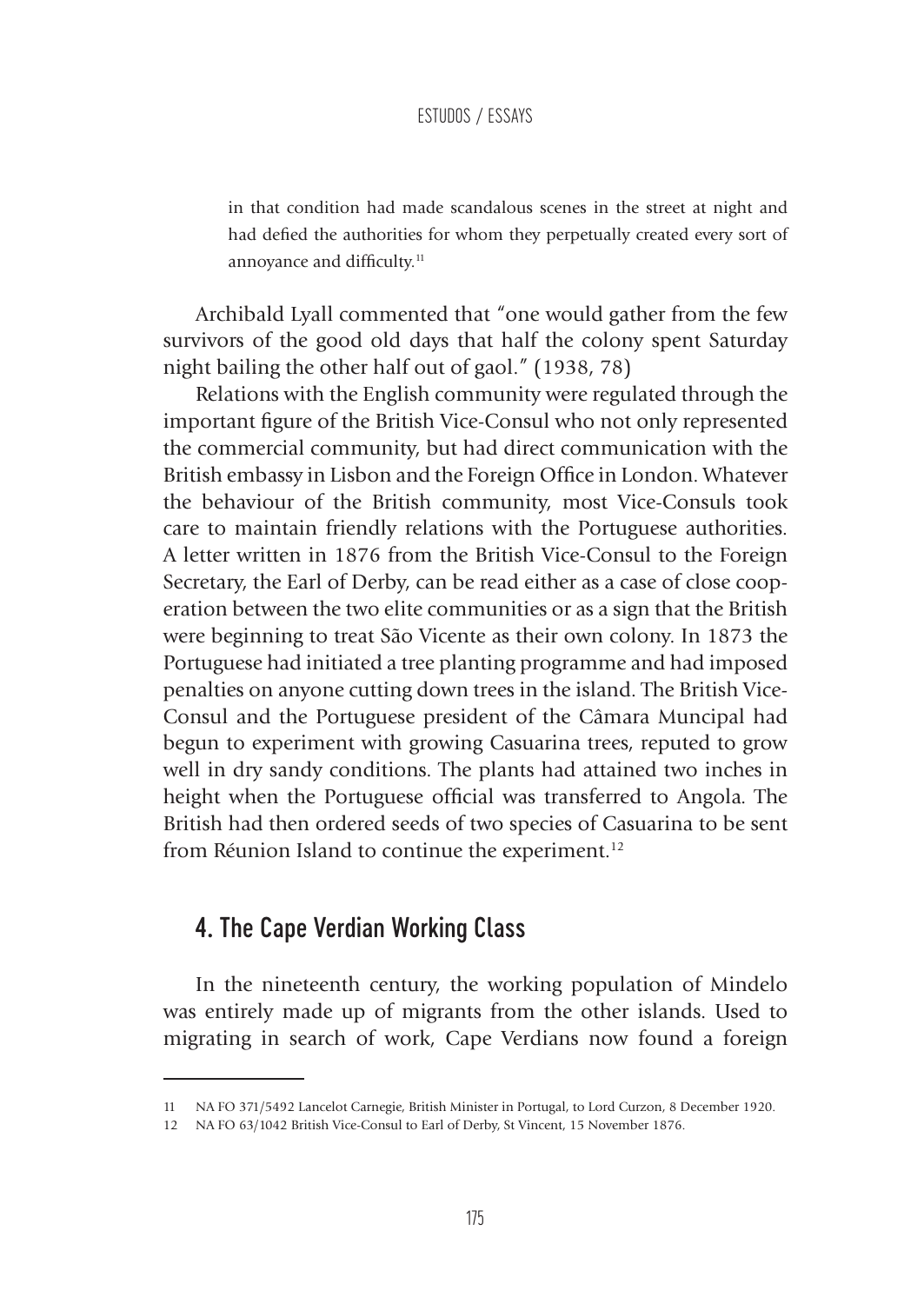> in that condition had made scandalous scenes in the street at night and had defied the authorities for whom they perpetually created every sort of annoyance and difficulty.[11]

Archibald Lyall commented that "one would gather from the few survivors of the good old days that half the colony spent Saturday night bailing the other half out of gaol." (1938, 78)

Relations with the English community were regulated through the important figure of the British Vice-Consul who not only represented the commercial community, but had direct communication with the British embassy in Lisbon and the Foreign Office in London. Whatever the behaviour of the British community, most Vice-Consuls took care to maintain friendly relations with the Portuguese authorities. A letter written in 1876 from the British Vice-Consul to the Foreign Secretary, the Earl of Derby, can be read either as a case of close cooperation between the two elite communities or as a sign that the British were beginning to treat São Vicente as their own colony. In 1873 the Portuguese had initiated a tree planting programme and had imposed penalties on anyone cutting down trees in the island. The British Vice-Consul and the Portuguese president of the Câmara Muncipal had begun to experiment with growing Casuarina trees, reputed to grow well in dry sandy conditions. The plants had attained two inches in height when the Portuguese official was transferred to Angola. The British had then ordered seeds of two species of Casuarina to be sent from Réunion Island to continue the experiment.[12]

## 4. The Cape Verdian Working Class

In the nineteenth century, the working population of Mindelo was entirely made up of migrants from the other islands. Used to migrating in search of work, Cape Verdians now found a foreign

---

11 NA FO 371/5492 Lancelot Carnegie, British Minister in Portugal, to Lord Curzon, 8 December 1920.

12 NA FO 63/1042 British Vice-Consul to Earl of Derby, St Vincent, 15 November 1876.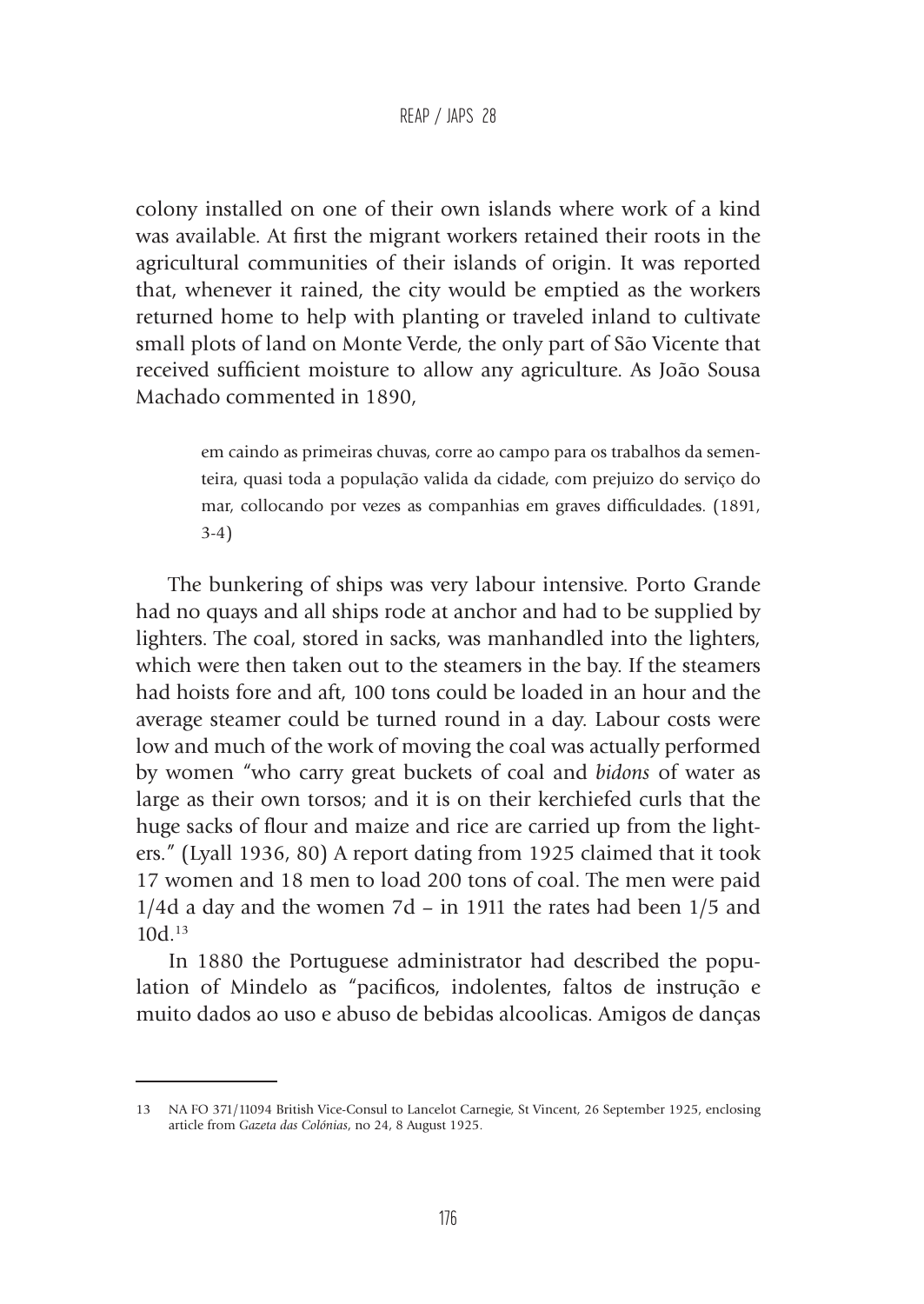colony installed on one of their own islands where work of a kind was available. At first the migrant workers retained their roots in the agricultural communities of their islands of origin. It was reported that, whenever it rained, the city would be emptied as the workers returned home to help with planting or traveled inland to cultivate small plots of land on Monte Verde, the only part of São Vicente that received sufficient moisture to allow any agriculture. As João Sousa Machado commented in 1890,

> em caindo as primeiras chuvas, corre ao campo para os trabalhos da sementeira, quasi toda a população valida da cidade, com prejuizo do serviço do mar, collocando por vezes as companhias em graves difficuldades. (1891, 3-4)

The bunkering of ships was very labour intensive. Porto Grande had no quays and all ships rode at anchor and had to be supplied by lighters. The coal, stored in sacks, was manhandled into the lighters, which were then taken out to the steamers in the bay. If the steamers had hoists fore and aft, 100 tons could be loaded in an hour and the average steamer could be turned round in a day. Labour costs were low and much of the work of moving the coal was actually performed by women "who carry great buckets of coal and *bidons* of water as large as their own torsos; and it is on their kerchiefed curls that the huge sacks of flour and maize and rice are carried up from the lighters." (Lyall 1936, 80) A report dating from 1925 claimed that it took 17 women and 18 men to load 200 tons of coal. The men were paid 1/4d a day and the women 7d – in 1911 the rates had been 1/5 and 10d.[13]

In 1880 the Portuguese administrator had described the population of Mindelo as "pacificos, indolentes, faltos de instrução e muito dados ao uso e abuso de bebidas alcoolicas. Amigos de danças

---

13 NA FO 371/11094 British Vice-Consul to Lancelot Carnegie, St Vincent, 26 September 1925, enclosing article from *Gazeta das Colónias*, no 24, 8 August 1925.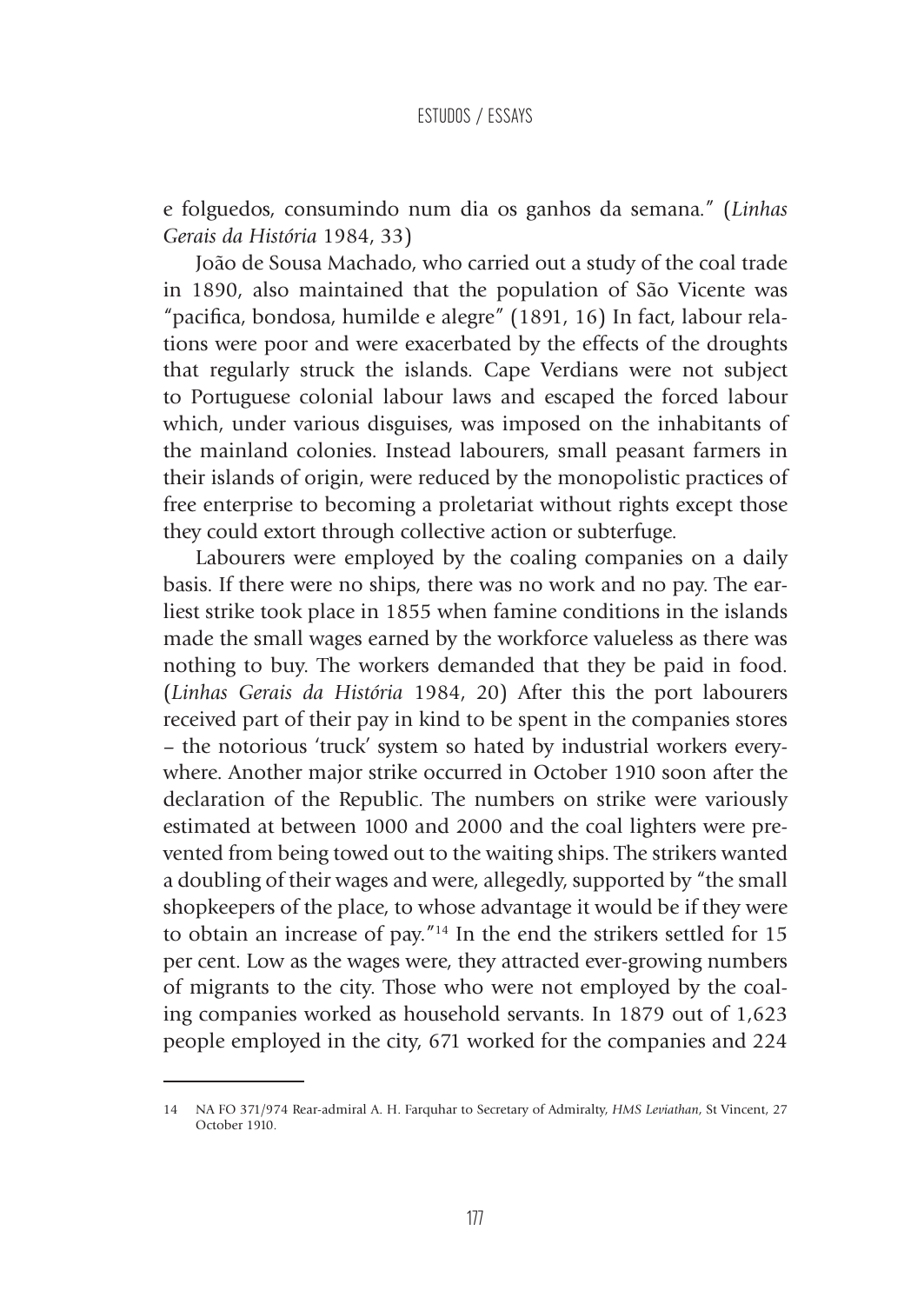e folguedos, consumindo num dia os ganhos da semana." (*Linhas Gerais da História* 1984, 33)

João de Sousa Machado, who carried out a study of the coal trade in 1890, also maintained that the population of São Vicente was "pacifica, bondosa, humilde e alegre" (1891, 16) In fact, labour relations were poor and were exacerbated by the effects of the droughts that regularly struck the islands. Cape Verdians were not subject to Portuguese colonial labour laws and escaped the forced labour which, under various disguises, was imposed on the inhabitants of the mainland colonies. Instead labourers, small peasant farmers in their islands of origin, were reduced by the monopolistic practices of free enterprise to becoming a proletariat without rights except those they could extort through collective action or subterfuge.

Labourers were employed by the coaling companies on a daily basis. If there were no ships, there was no work and no pay. The earliest strike took place in 1855 when famine conditions in the islands made the small wages earned by the workforce valueless as there was nothing to buy. The workers demanded that they be paid in food. (*Linhas Gerais da História* 1984, 20) After this the port labourers received part of their pay in kind to be spent in the companies stores – the notorious 'truck' system so hated by industrial workers everywhere. Another major strike occurred in October 1910 soon after the declaration of the Republic. The numbers on strike were variously estimated at between 1000 and 2000 and the coal lighters were prevented from being towed out to the waiting ships. The strikers wanted a doubling of their wages and were, allegedly, supported by "the small shopkeepers of the place, to whose advantage it would be if they were to obtain an increase of pay."[14] In the end the strikers settled for 15 per cent. Low as the wages were, they attracted ever-growing numbers of migrants to the city. Those who were not employed by the coaling companies worked as household servants. In 1879 out of 1,623 people employed in the city, 671 worked for the companies and 224

---

14 NA FO 371/974 Rear-admiral A. H. Farquhar to Secretary of Admiralty, *HMS Leviathan*, St Vincent, 27 October 1910.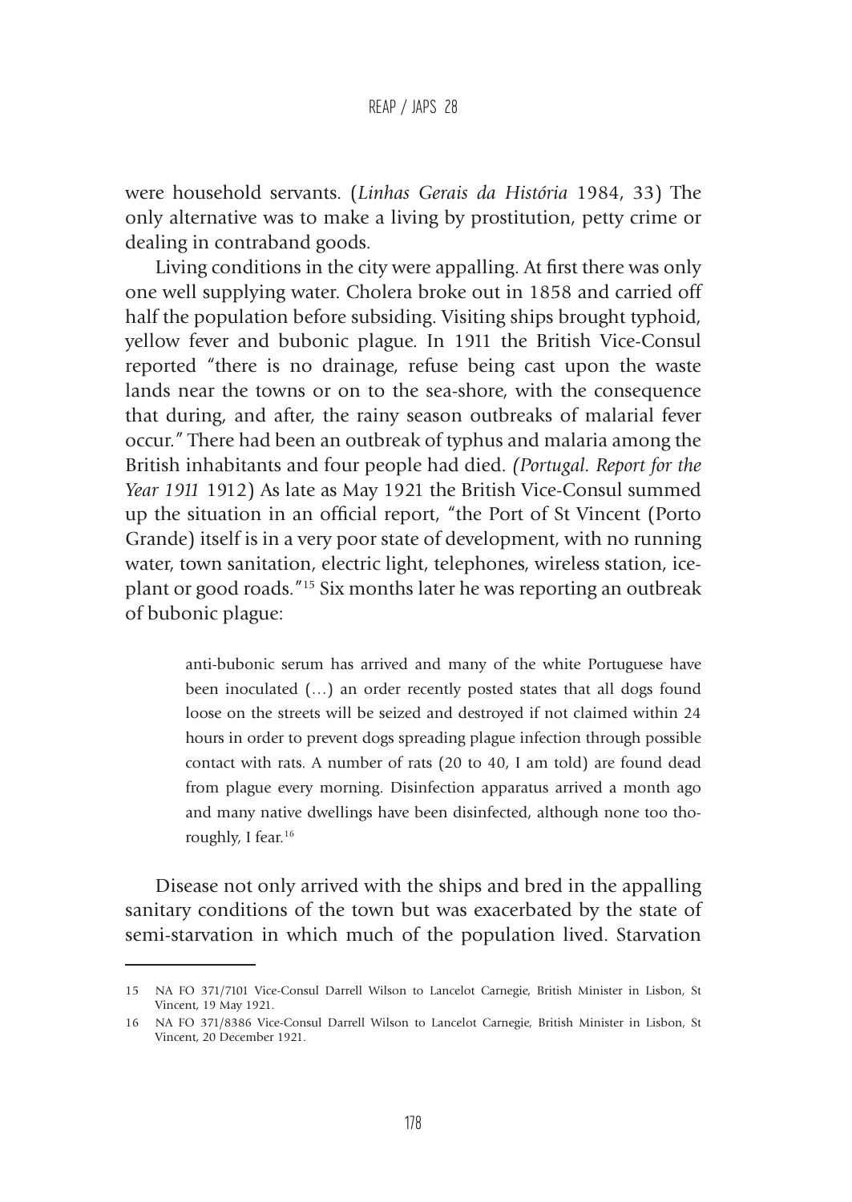were household servants. (*Linhas Gerais da História* 1984, 33) The only alternative was to make a living by prostitution, petty crime or dealing in contraband goods.

Living conditions in the city were appalling. At first there was only one well supplying water. Cholera broke out in 1858 and carried off half the population before subsiding. Visiting ships brought typhoid, yellow fever and bubonic plague. In 1911 the British Vice-Consul reported "there is no drainage, refuse being cast upon the waste lands near the towns or on to the sea-shore, with the consequence that during, and after, the rainy season outbreaks of malarial fever occur." There had been an outbreak of typhus and malaria among the British inhabitants and four people had died. *(Portugal. Report for the Year 1911* 1912) As late as May 1921 the British Vice-Consul summed up the situation in an official report, "the Port of St Vincent (Porto Grande) itself is in a very poor state of development, with no running water, town sanitation, electric light, telephones, wireless station, ice-plant or good roads."[15] Six months later he was reporting an outbreak of bubonic plague:

> anti-bubonic serum has arrived and many of the white Portuguese have been inoculated (…) an order recently posted states that all dogs found loose on the streets will be seized and destroyed if not claimed within 24 hours in order to prevent dogs spreading plague infection through possible contact with rats. A number of rats (20 to 40, I am told) are found dead from plague every morning. Disinfection apparatus arrived a month ago and many native dwellings have been disinfected, although none too thoroughly, I fear.[16]

Disease not only arrived with the ships and bred in the appalling sanitary conditions of the town but was exacerbated by the state of semi-starvation in which much of the population lived. Starvation

---

15 NA FO 371/7101 Vice-Consul Darrell Wilson to Lancelot Carnegie, British Minister in Lisbon, St Vincent, 19 May 1921.

16 NA FO 371/8386 Vice-Consul Darrell Wilson to Lancelot Carnegie, British Minister in Lisbon, St Vincent, 20 December 1921.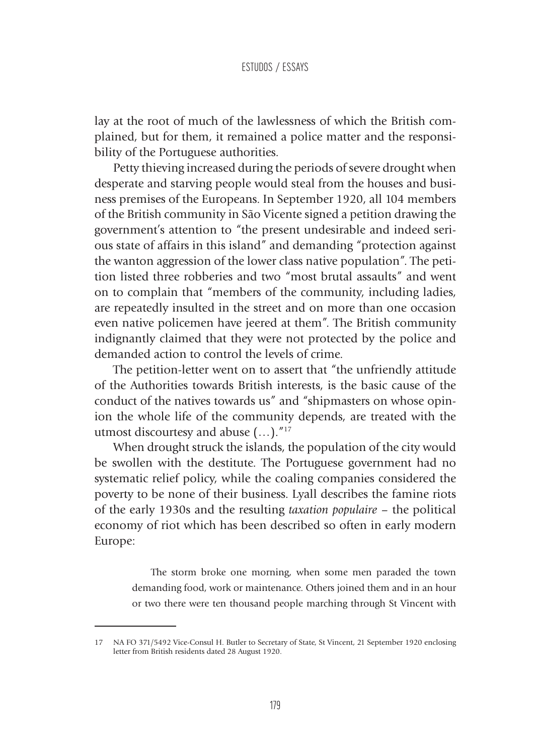lay at the root of much of the lawlessness of which the British complained, but for them, it remained a police matter and the responsibility of the Portuguese authorities.

Petty thieving increased during the periods of severe drought when desperate and starving people would steal from the houses and business premises of the Europeans. In September 1920, all 104 members of the British community in São Vicente signed a petition drawing the government's attention to "the present undesirable and indeed serious state of affairs in this island" and demanding "protection against the wanton aggression of the lower class native population". The petition listed three robberies and two "most brutal assaults" and went on to complain that "members of the community, including ladies, are repeatedly insulted in the street and on more than one occasion even native policemen have jeered at them". The British community indignantly claimed that they were not protected by the police and demanded action to control the levels of crime.

The petition-letter went on to assert that "the unfriendly attitude of the Authorities towards British interests, is the basic cause of the conduct of the natives towards us" and "shipmasters on whose opinion the whole life of the community depends, are treated with the utmost discourtesy and abuse (…)."[17]

When drought struck the islands, the population of the city would be swollen with the destitute. The Portuguese government had no systematic relief policy, while the coaling companies considered the poverty to be none of their business. Lyall describes the famine riots of the early 1930s and the resulting *taxation populaire* – the political economy of riot which has been described so often in early modern Europe:

> The storm broke one morning, when some men paraded the town demanding food, work or maintenance. Others joined them and in an hour or two there were ten thousand people marching through St Vincent with

---

17 NA FO 371/5492 Vice-Consul H. Butler to Secretary of State, St Vincent, 21 September 1920 enclosing letter from British residents dated 28 August 1920.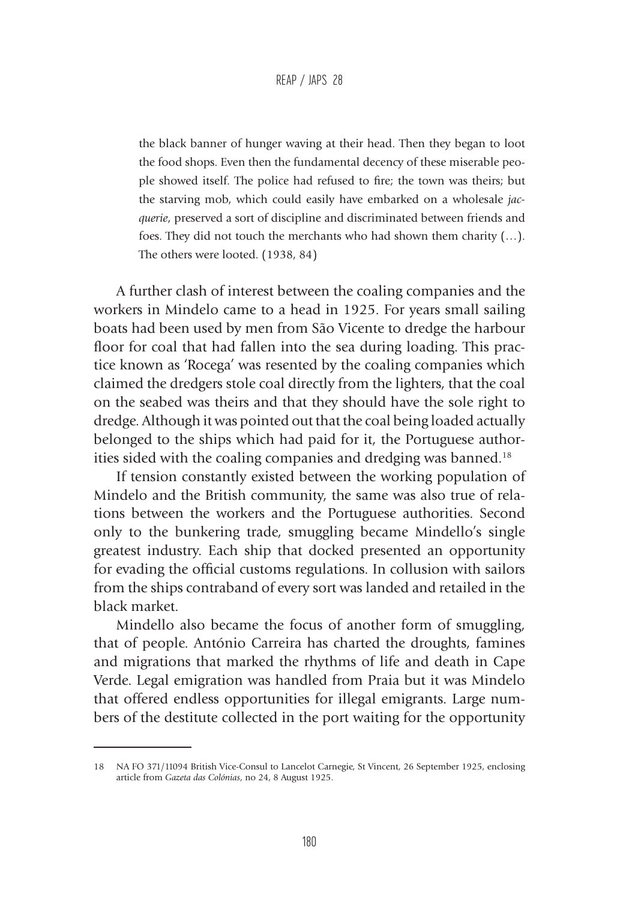> the black banner of hunger waving at their head. Then they began to loot the food shops. Even then the fundamental decency of these miserable people showed itself. The police had refused to fire; the town was theirs; but the starving mob, which could easily have embarked on a wholesale *jacquerie*, preserved a sort of discipline and discriminated between friends and foes. They did not touch the merchants who had shown them charity (…). The others were looted. (1938, 84)

A further clash of interest between the coaling companies and the workers in Mindelo came to a head in 1925. For years small sailing boats had been used by men from São Vicente to dredge the harbour floor for coal that had fallen into the sea during loading. This practice known as 'Rocega' was resented by the coaling companies which claimed the dredgers stole coal directly from the lighters, that the coal on the seabed was theirs and that they should have the sole right to dredge. Although it was pointed out that the coal being loaded actually belonged to the ships which had paid for it, the Portuguese authorities sided with the coaling companies and dredging was banned.[18]

If tension constantly existed between the working population of Mindelo and the British community, the same was also true of relations between the workers and the Portuguese authorities. Second only to the bunkering trade, smuggling became Mindello's single greatest industry. Each ship that docked presented an opportunity for evading the official customs regulations. In collusion with sailors from the ships contraband of every sort was landed and retailed in the black market.

Mindello also became the focus of another form of smuggling, that of people. António Carreira has charted the droughts, famines and migrations that marked the rhythms of life and death in Cape Verde. Legal emigration was handled from Praia but it was Mindelo that offered endless opportunities for illegal emigrants. Large numbers of the destitute collected in the port waiting for the opportunity

---

18 NA FO 371/11094 British Vice-Consul to Lancelot Carnegie, St Vincent, 26 September 1925, enclosing article from *Gazeta das Colónias*, no 24, 8 August 1925.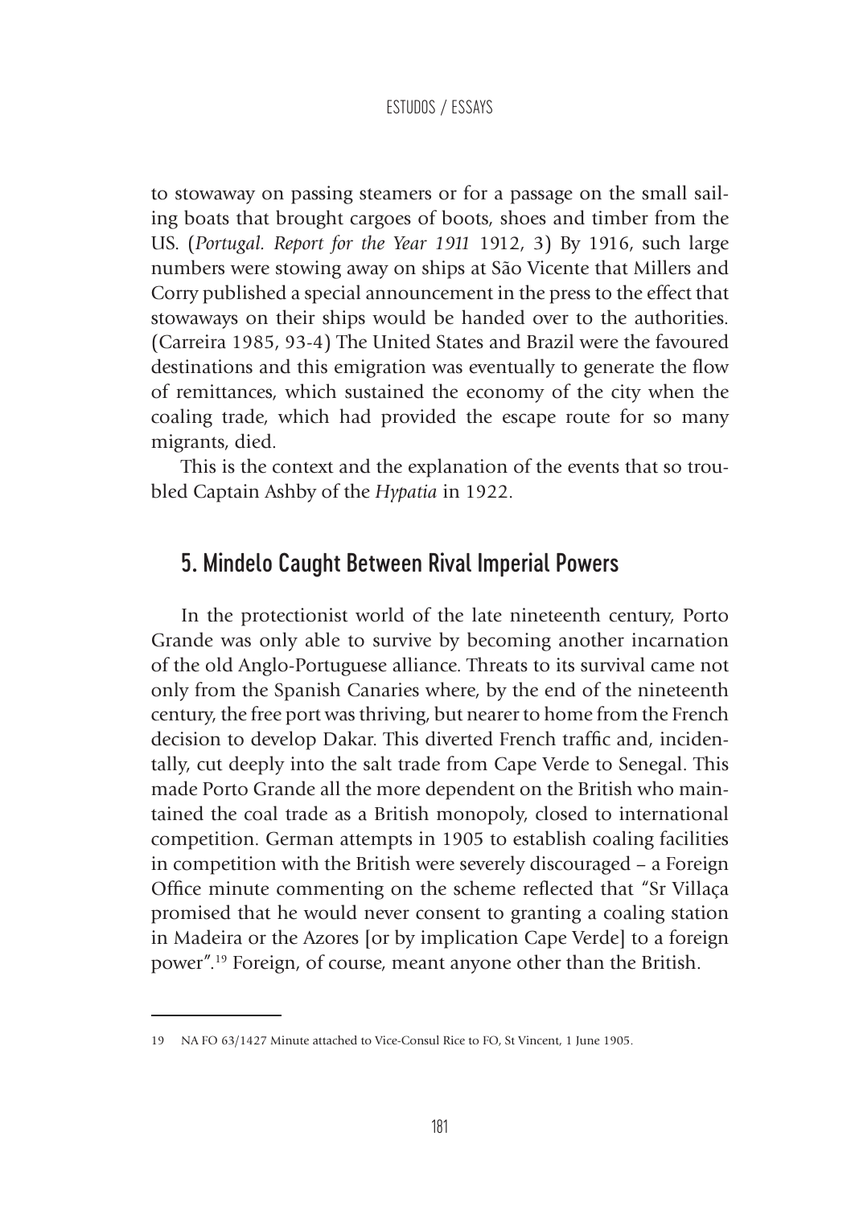to stowaway on passing steamers or for a passage on the small sailing boats that brought cargoes of boots, shoes and timber from the US. (*Portugal. Report for the Year 1911* 1912, 3) By 1916, such large numbers were stowing away on ships at São Vicente that Millers and Corry published a special announcement in the press to the effect that stowaways on their ships would be handed over to the authorities. (Carreira 1985, 93-4) The United States and Brazil were the favoured destinations and this emigration was eventually to generate the flow of remittances, which sustained the economy of the city when the coaling trade, which had provided the escape route for so many migrants, died.

This is the context and the explanation of the events that so troubled Captain Ashby of the *Hypatia* in 1922.

## 5. Mindelo Caught Between Rival Imperial Powers

In the protectionist world of the late nineteenth century, Porto Grande was only able to survive by becoming another incarnation of the old Anglo-Portuguese alliance. Threats to its survival came not only from the Spanish Canaries where, by the end of the nineteenth century, the free port was thriving, but nearer to home from the French decision to develop Dakar. This diverted French traffic and, incidentally, cut deeply into the salt trade from Cape Verde to Senegal. This made Porto Grande all the more dependent on the British who maintained the coal trade as a British monopoly, closed to international competition. German attempts in 1905 to establish coaling facilities in competition with the British were severely discouraged – a Foreign Office minute commenting on the scheme reflected that "Sr Villaça promised that he would never consent to granting a coaling station in Madeira or the Azores [or by implication Cape Verde] to a foreign power".[19] Foreign, of course, meant anyone other than the British.

---

19 NA FO 63/1427 Minute attached to Vice-Consul Rice to FO, St Vincent, 1 June 1905.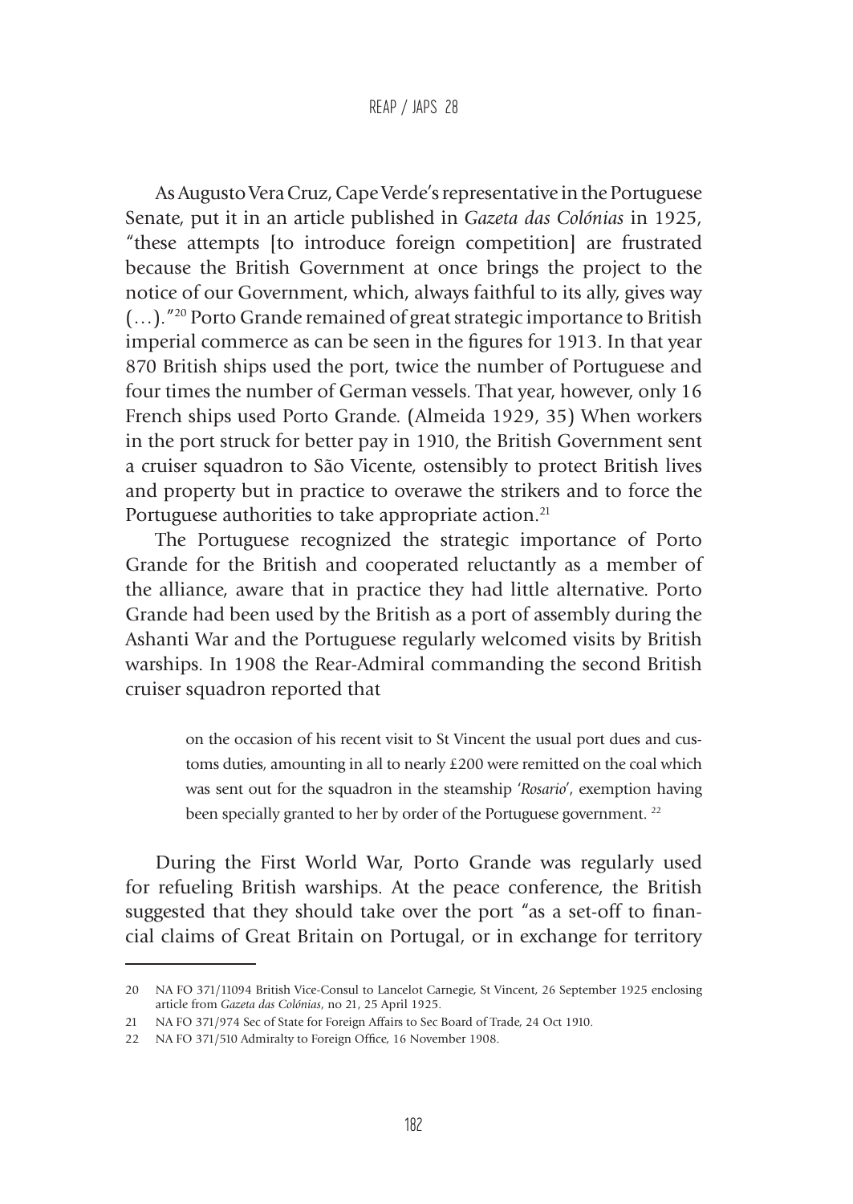As Augusto Vera Cruz, Cape Verde's representative in the Portuguese Senate, put it in an article published in *Gazeta das Colónias* in 1925, "these attempts [to introduce foreign competition] are frustrated because the British Government at once brings the project to the notice of our Government, which, always faithful to its ally, gives way (…)."[20] Porto Grande remained of great strategic importance to British imperial commerce as can be seen in the figures for 1913. In that year 870 British ships used the port, twice the number of Portuguese and four times the number of German vessels. That year, however, only 16 French ships used Porto Grande. (Almeida 1929, 35) When workers in the port struck for better pay in 1910, the British Government sent a cruiser squadron to São Vicente, ostensibly to protect British lives and property but in practice to overawe the strikers and to force the Portuguese authorities to take appropriate action.[21]

The Portuguese recognized the strategic importance of Porto Grande for the British and cooperated reluctantly as a member of the alliance, aware that in practice they had little alternative. Porto Grande had been used by the British as a port of assembly during the Ashanti War and the Portuguese regularly welcomed visits by British warships. In 1908 the Rear-Admiral commanding the second British cruiser squadron reported that

> on the occasion of his recent visit to St Vincent the usual port dues and customs duties, amounting in all to nearly £200 were remitted on the coal which was sent out for the squadron in the steamship '*Rosario*', exemption having been specially granted to her by order of the Portuguese government. [22]

During the First World War, Porto Grande was regularly used for refueling British warships. At the peace conference, the British suggested that they should take over the port "as a set-off to financial claims of Great Britain on Portugal, or in exchange for territory

---

20 NA FO 371/11094 British Vice-Consul to Lancelot Carnegie, St Vincent, 26 September 1925 enclosing article from *Gazeta das Colónias*, no 21, 25 April 1925.

21 NA FO 371/974 Sec of State for Foreign Affairs to Sec Board of Trade, 24 Oct 1910.

22 NA FO 371/510 Admiralty to Foreign Office, 16 November 1908.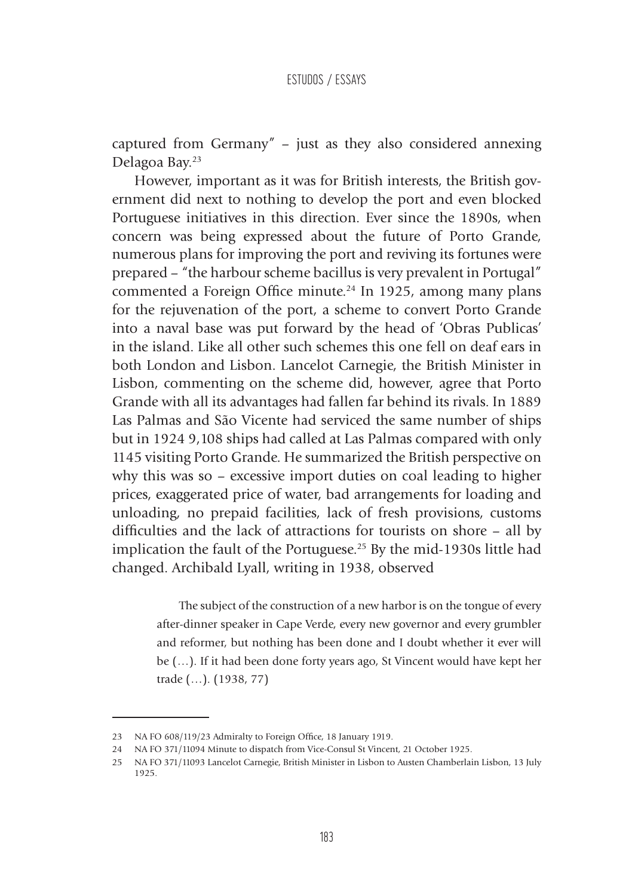captured from Germany" – just as they also considered annexing Delagoa Bay.[23]

However, important as it was for British interests, the British government did next to nothing to develop the port and even blocked Portuguese initiatives in this direction. Ever since the 1890s, when concern was being expressed about the future of Porto Grande, numerous plans for improving the port and reviving its fortunes were prepared – "the harbour scheme bacillus is very prevalent in Portugal" commented a Foreign Office minute.[24] In 1925, among many plans for the rejuvenation of the port, a scheme to convert Porto Grande into a naval base was put forward by the head of 'Obras Publicas' in the island. Like all other such schemes this one fell on deaf ears in both London and Lisbon. Lancelot Carnegie, the British Minister in Lisbon, commenting on the scheme did, however, agree that Porto Grande with all its advantages had fallen far behind its rivals. In 1889 Las Palmas and São Vicente had serviced the same number of ships but in 1924 9,108 ships had called at Las Palmas compared with only 1145 visiting Porto Grande. He summarized the British perspective on why this was so – excessive import duties on coal leading to higher prices, exaggerated price of water, bad arrangements for loading and unloading, no prepaid facilities, lack of fresh provisions, customs difficulties and the lack of attractions for tourists on shore – all by implication the fault of the Portuguese.[25] By the mid-1930s little had changed. Archibald Lyall, writing in 1938, observed

> The subject of the construction of a new harbor is on the tongue of every after-dinner speaker in Cape Verde, every new governor and every grumbler and reformer, but nothing has been done and I doubt whether it ever will be (…). If it had been done forty years ago, St Vincent would have kept her trade (…). (1938, 77)

---

23 NA FO 608/119/23 Admiralty to Foreign Office, 18 January 1919.

24 NA FO 371/11094 Minute to dispatch from Vice-Consul St Vincent, 21 October 1925.

25 NA FO 371/11093 Lancelot Carnegie, British Minister in Lisbon to Austen Chamberlain Lisbon, 13 July 1925.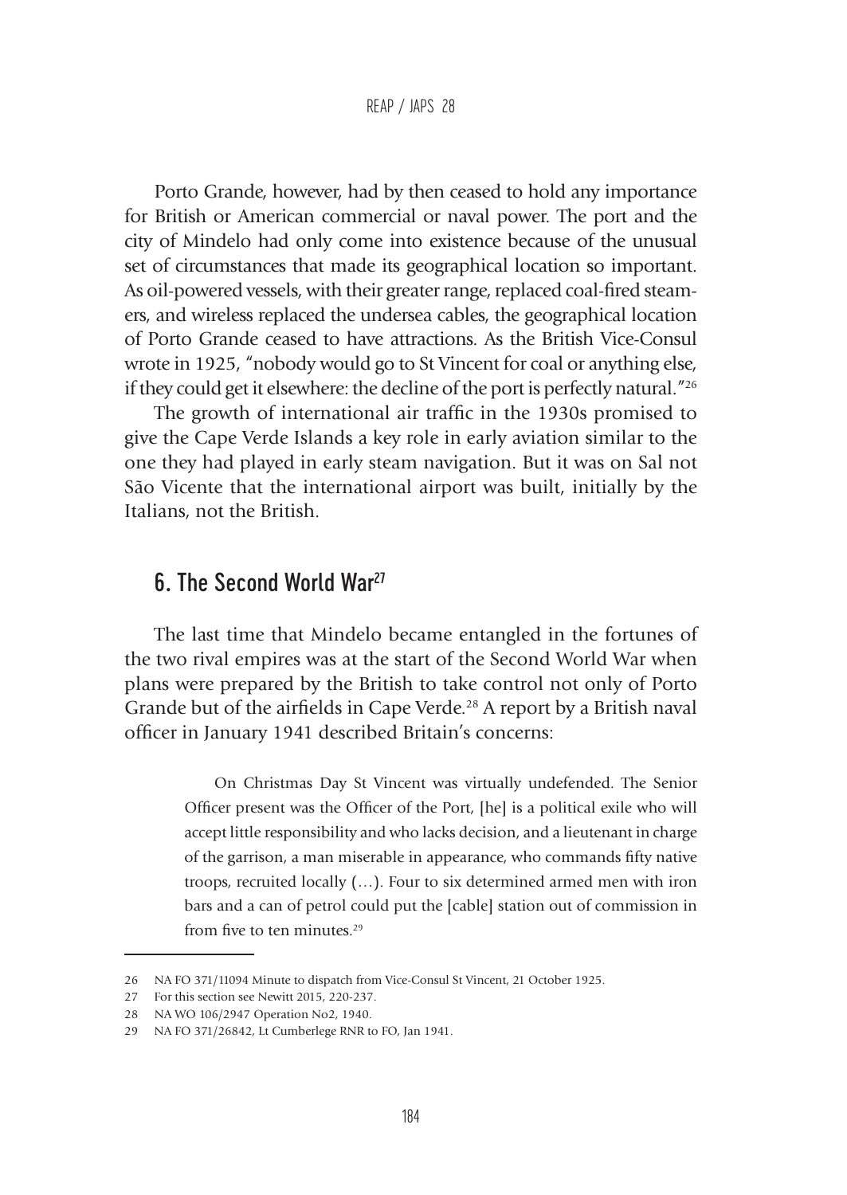Porto Grande, however, had by then ceased to hold any importance for British or American commercial or naval power. The port and the city of Mindelo had only come into existence because of the unusual set of circumstances that made its geographical location so important. As oil-powered vessels, with their greater range, replaced coal-fired steamers, and wireless replaced the undersea cables, the geographical location of Porto Grande ceased to have attractions. As the British Vice-Consul wrote in 1925, "nobody would go to St Vincent for coal or anything else, if they could get it elsewhere: the decline of the port is perfectly natural."[26]

The growth of international air traffic in the 1930s promised to give the Cape Verde Islands a key role in early aviation similar to the one they had played in early steam navigation. But it was on Sal not São Vicente that the international airport was built, initially by the Italians, not the British.

## 6. The Second World War[27]

The last time that Mindelo became entangled in the fortunes of the two rival empires was at the start of the Second World War when plans were prepared by the British to take control not only of Porto Grande but of the airfields in Cape Verde.[28] A report by a British naval officer in January 1941 described Britain's concerns:

> On Christmas Day St Vincent was virtually undefended. The Senior Officer present was the Officer of the Port, [he] is a political exile who will accept little responsibility and who lacks decision, and a lieutenant in charge of the garrison, a man miserable in appearance, who commands fifty native troops, recruited locally (…). Four to six determined armed men with iron bars and a can of petrol could put the [cable] station out of commission in from five to ten minutes.[29]

---

26 NA FO 371/11094 Minute to dispatch from Vice-Consul St Vincent, 21 October 1925.

27 For this section see Newitt 2015, 220-237.

28 NA WO 106/2947 Operation No2, 1940.

29 NA FO 371/26842, Lt Cumberlege RNR to FO, Jan 1941.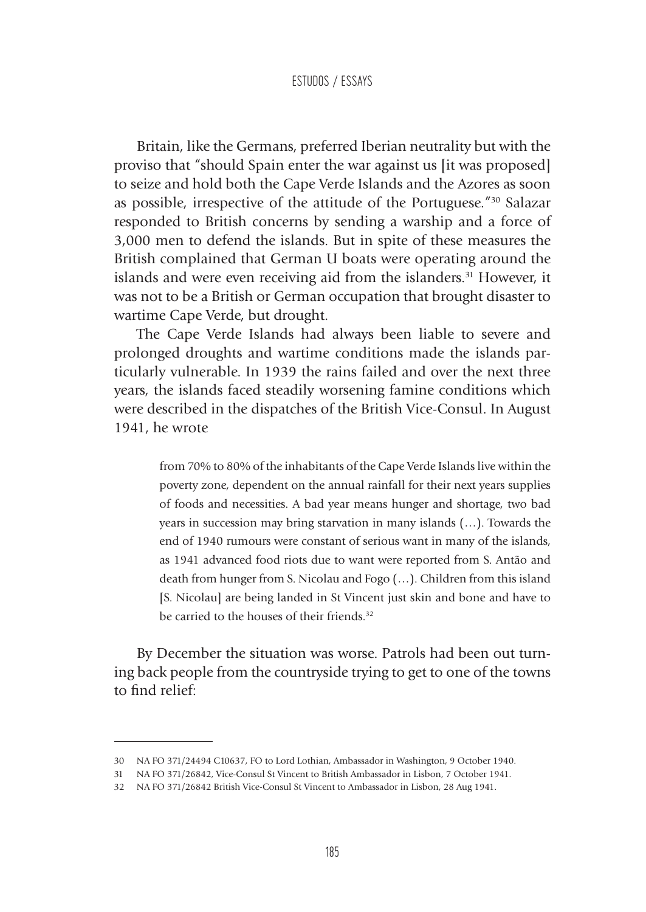Britain, like the Germans, preferred Iberian neutrality but with the proviso that "should Spain enter the war against us [it was proposed] to seize and hold both the Cape Verde Islands and the Azores as soon as possible, irrespective of the attitude of the Portuguese."[30] Salazar responded to British concerns by sending a warship and a force of 3,000 men to defend the islands. But in spite of these measures the British complained that German U boats were operating around the islands and were even receiving aid from the islanders.[31] However, it was not to be a British or German occupation that brought disaster to wartime Cape Verde, but drought.

The Cape Verde Islands had always been liable to severe and prolonged droughts and wartime conditions made the islands particularly vulnerable. In 1939 the rains failed and over the next three years, the islands faced steadily worsening famine conditions which were described in the dispatches of the British Vice-Consul. In August 1941, he wrote

> from 70% to 80% of the inhabitants of the Cape Verde Islands live within the poverty zone, dependent on the annual rainfall for their next years supplies of foods and necessities. A bad year means hunger and shortage, two bad years in succession may bring starvation in many islands (…). Towards the end of 1940 rumours were constant of serious want in many of the islands, as 1941 advanced food riots due to want were reported from S. Antão and death from hunger from S. Nicolau and Fogo (…). Children from this island [S. Nicolau] are being landed in St Vincent just skin and bone and have to be carried to the houses of their friends.[32]

By December the situation was worse. Patrols had been out turning back people from the countryside trying to get to one of the towns to find relief:

---

30 NA FO 371/24494 C10637, FO to Lord Lothian, Ambassador in Washington, 9 October 1940.

31 NA FO 371/26842, Vice-Consul St Vincent to British Ambassador in Lisbon, 7 October 1941.

32 NA FO 371/26842 British Vice-Consul St Vincent to Ambassador in Lisbon, 28 Aug 1941.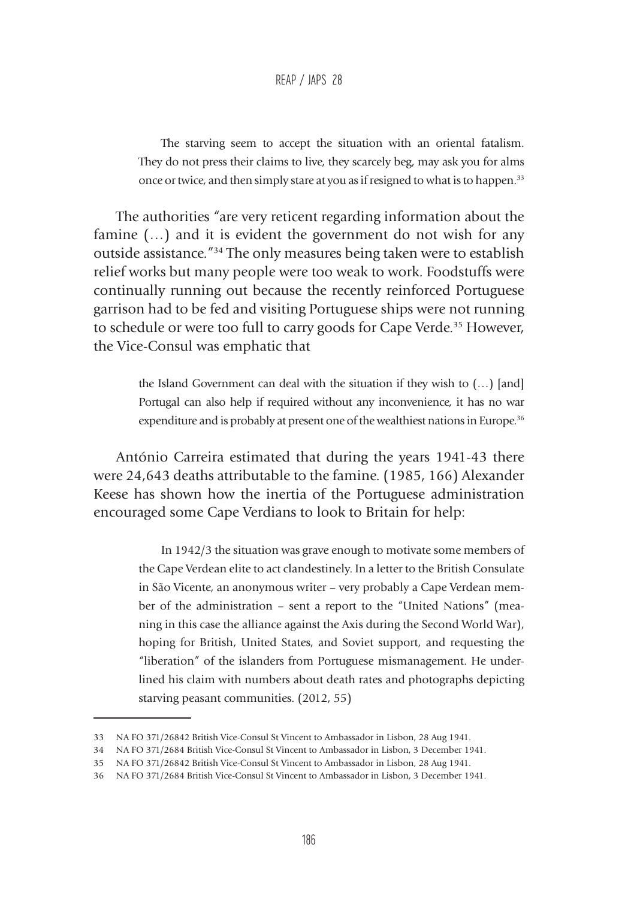> The starving seem to accept the situation with an oriental fatalism. They do not press their claims to live, they scarcely beg, may ask you for alms once or twice, and then simply stare at you as if resigned to what is to happen.[33]

The authorities "are very reticent regarding information about the famine (…) and it is evident the government do not wish for any outside assistance."[34] The only measures being taken were to establish relief works but many people were too weak to work. Foodstuffs were continually running out because the recently reinforced Portuguese garrison had to be fed and visiting Portuguese ships were not running to schedule or were too full to carry goods for Cape Verde.[35] However, the Vice-Consul was emphatic that

> the Island Government can deal with the situation if they wish to (…) [and] Portugal can also help if required without any inconvenience, it has no war expenditure and is probably at present one of the wealthiest nations in Europe.[36]

António Carreira estimated that during the years 1941-43 there were 24,643 deaths attributable to the famine. (1985, 166) Alexander Keese has shown how the inertia of the Portuguese administration encouraged some Cape Verdians to look to Britain for help:

> In 1942/3 the situation was grave enough to motivate some members of the Cape Verdean elite to act clandestinely. In a letter to the British Consulate in São Vicente, an anonymous writer – very probably a Cape Verdean member of the administration – sent a report to the "United Nations" (meaning in this case the alliance against the Axis during the Second World War), hoping for British, United States, and Soviet support, and requesting the "liberation" of the islanders from Portuguese mismanagement. He underlined his claim with numbers about death rates and photographs depicting starving peasant communities. (2012, 55)

---

33 NA FO 371/26842 British Vice-Consul St Vincent to Ambassador in Lisbon, 28 Aug 1941.

34 NA FO 371/2684 British Vice-Consul St Vincent to Ambassador in Lisbon, 3 December 1941.

35 NA FO 371/26842 British Vice-Consul St Vincent to Ambassador in Lisbon, 28 Aug 1941.

36 NA FO 371/2684 British Vice-Consul St Vincent to Ambassador in Lisbon, 3 December 1941.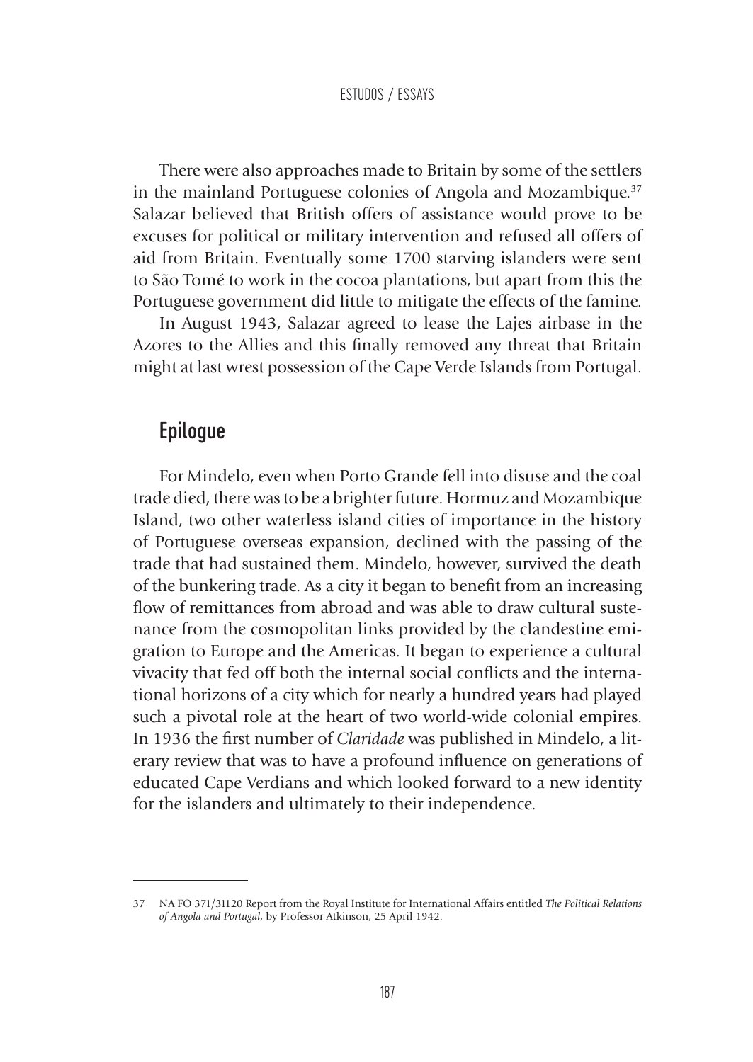There were also approaches made to Britain by some of the settlers in the mainland Portuguese colonies of Angola and Mozambique.[37] Salazar believed that British offers of assistance would prove to be excuses for political or military intervention and refused all offers of aid from Britain. Eventually some 1700 starving islanders were sent to São Tomé to work in the cocoa plantations, but apart from this the Portuguese government did little to mitigate the effects of the famine.

In August 1943, Salazar agreed to lease the Lajes airbase in the Azores to the Allies and this finally removed any threat that Britain might at last wrest possession of the Cape Verde Islands from Portugal.

## Epilogue

For Mindelo, even when Porto Grande fell into disuse and the coal trade died, there was to be a brighter future. Hormuz and Mozambique Island, two other waterless island cities of importance in the history of Portuguese overseas expansion, declined with the passing of the trade that had sustained them. Mindelo, however, survived the death of the bunkering trade. As a city it began to benefit from an increasing flow of remittances from abroad and was able to draw cultural sustenance from the cosmopolitan links provided by the clandestine emigration to Europe and the Americas. It began to experience a cultural vivacity that fed off both the internal social conflicts and the international horizons of a city which for nearly a hundred years had played such a pivotal role at the heart of two world-wide colonial empires. In 1936 the first number of *Claridade* was published in Mindelo, a literary review that was to have a profound influence on generations of educated Cape Verdians and which looked forward to a new identity for the islanders and ultimately to their independence.

---

37 NA FO 371/31120 Report from the Royal Institute for International Affairs entitled *The Political Relations of Angola and Portugal*, by Professor Atkinson, 25 April 1942.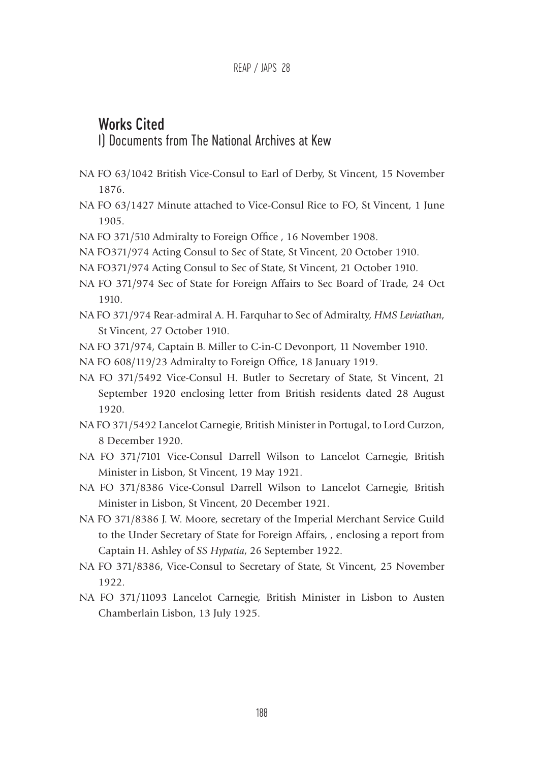## Works Cited

### I) Documents from The National Archives at Kew

NA FO 63/1042 British Vice-Consul to Earl of Derby, St Vincent, 15 November 1876.

NA FO 63/1427 Minute attached to Vice-Consul Rice to FO, St Vincent, 1 June 1905.

NA FO 371/510 Admiralty to Foreign Office , 16 November 1908.

NA FO371/974 Acting Consul to Sec of State, St Vincent, 20 October 1910.

NA FO371/974 Acting Consul to Sec of State, St Vincent, 21 October 1910.

NA FO 371/974 Sec of State for Foreign Affairs to Sec Board of Trade, 24 Oct 1910.

NA FO 371/974 Rear-admiral A. H. Farquhar to Sec of Admiralty, *HMS Leviathan*, St Vincent, 27 October 1910.

NA FO 371/974, Captain B. Miller to C-in-C Devonport, 11 November 1910.

NA FO 608/119/23 Admiralty to Foreign Office, 18 January 1919.

NA FO 371/5492 Vice-Consul H. Butler to Secretary of State, St Vincent, 21 September 1920 enclosing letter from British residents dated 28 August 1920.

NA FO 371/5492 Lancelot Carnegie, British Minister in Portugal, to Lord Curzon, 8 December 1920.

NA FO 371/7101 Vice-Consul Darrell Wilson to Lancelot Carnegie, British Minister in Lisbon, St Vincent, 19 May 1921.

NA FO 371/8386 Vice-Consul Darrell Wilson to Lancelot Carnegie, British Minister in Lisbon, St Vincent, 20 December 1921.

NA FO 371/8386 J. W. Moore, secretary of the Imperial Merchant Service Guild to the Under Secretary of State for Foreign Affairs, , enclosing a report from Captain H. Ashley of *SS Hypatia*, 26 September 1922.

NA FO 371/8386, Vice-Consul to Secretary of State, St Vincent, 25 November 1922.

NA FO 371/11093 Lancelot Carnegie, British Minister in Lisbon to Austen Chamberlain Lisbon, 13 July 1925.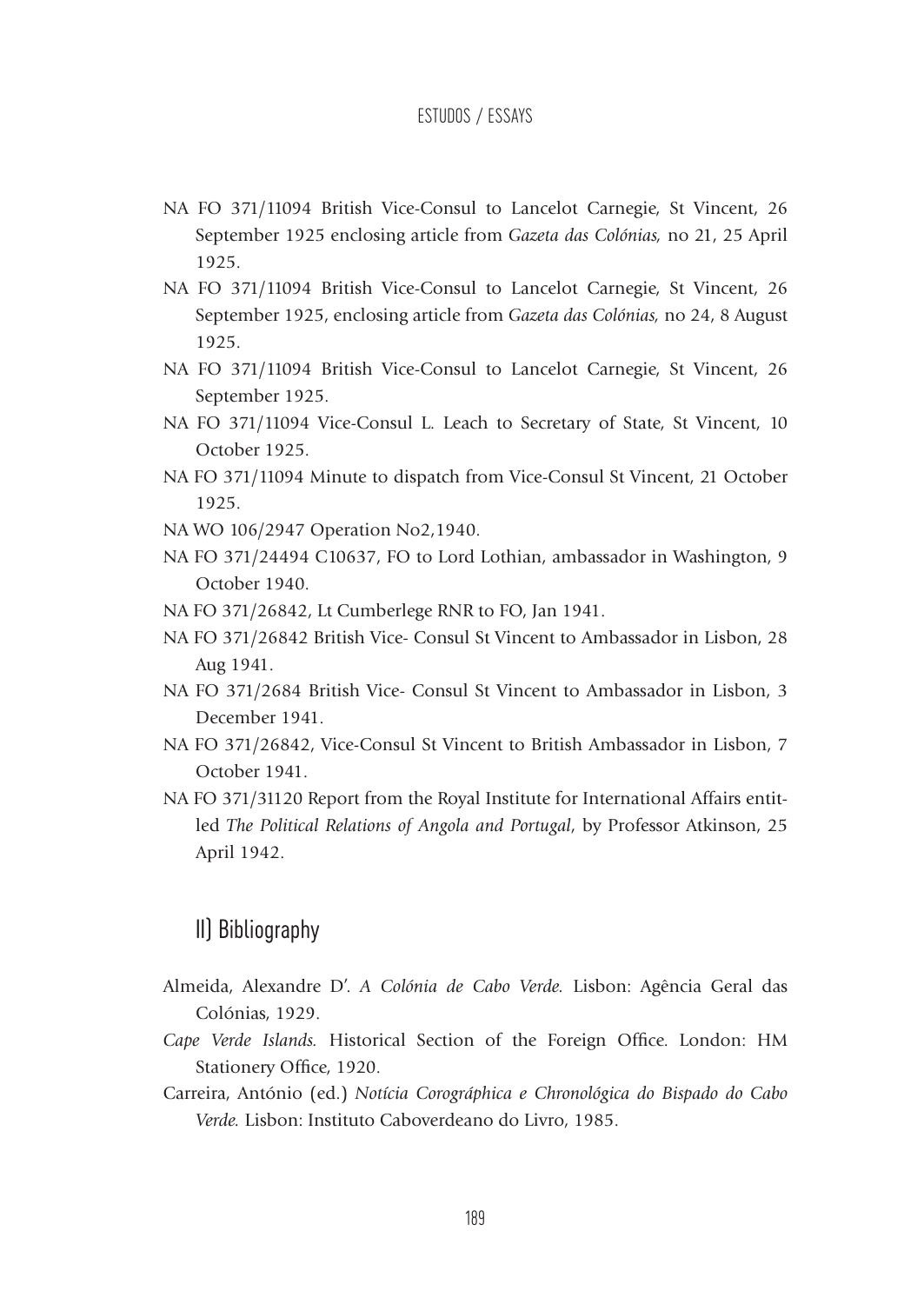NA FO 371/11094 British Vice-Consul to Lancelot Carnegie, St Vincent, 26 September 1925 enclosing article from *Gazeta das Colónias,* no 21, 25 April 1925.

NA FO 371/11094 British Vice-Consul to Lancelot Carnegie, St Vincent, 26 September 1925, enclosing article from *Gazeta das Colónias,* no 24, 8 August 1925.

NA FO 371/11094 British Vice-Consul to Lancelot Carnegie, St Vincent, 26 September 1925.

NA FO 371/11094 Vice-Consul L. Leach to Secretary of State, St Vincent, 10 October 1925.

NA FO 371/11094 Minute to dispatch from Vice-Consul St Vincent, 21 October 1925.

NA WO 106/2947 Operation No2,1940.

NA FO 371/24494 C10637, FO to Lord Lothian, ambassador in Washington, 9 October 1940.

NA FO 371/26842, Lt Cumberlege RNR to FO, Jan 1941.

NA FO 371/26842 British Vice- Consul St Vincent to Ambassador in Lisbon, 28 Aug 1941.

NA FO 371/2684 British Vice- Consul St Vincent to Ambassador in Lisbon, 3 December 1941.

NA FO 371/26842, Vice-Consul St Vincent to British Ambassador in Lisbon, 7 October 1941.

NA FO 371/31120 Report from the Royal Institute for International Affairs entitled *The Political Relations of Angola and Portugal*, by Professor Atkinson, 25 April 1942.

## II) Bibliography

Almeida, Alexandre D'. *A Colónia de Cabo Verde.* Lisbon: Agência Geral das Colónias, 1929.

*Cape Verde Islands.* Historical Section of the Foreign Office. London: HM Stationery Office, 1920.

Carreira, António (ed.) *Notícia Corográphica e Chronológica do Bispado do Cabo Verde.* Lisbon: Instituto Caboverdeano do Livro, 1985.